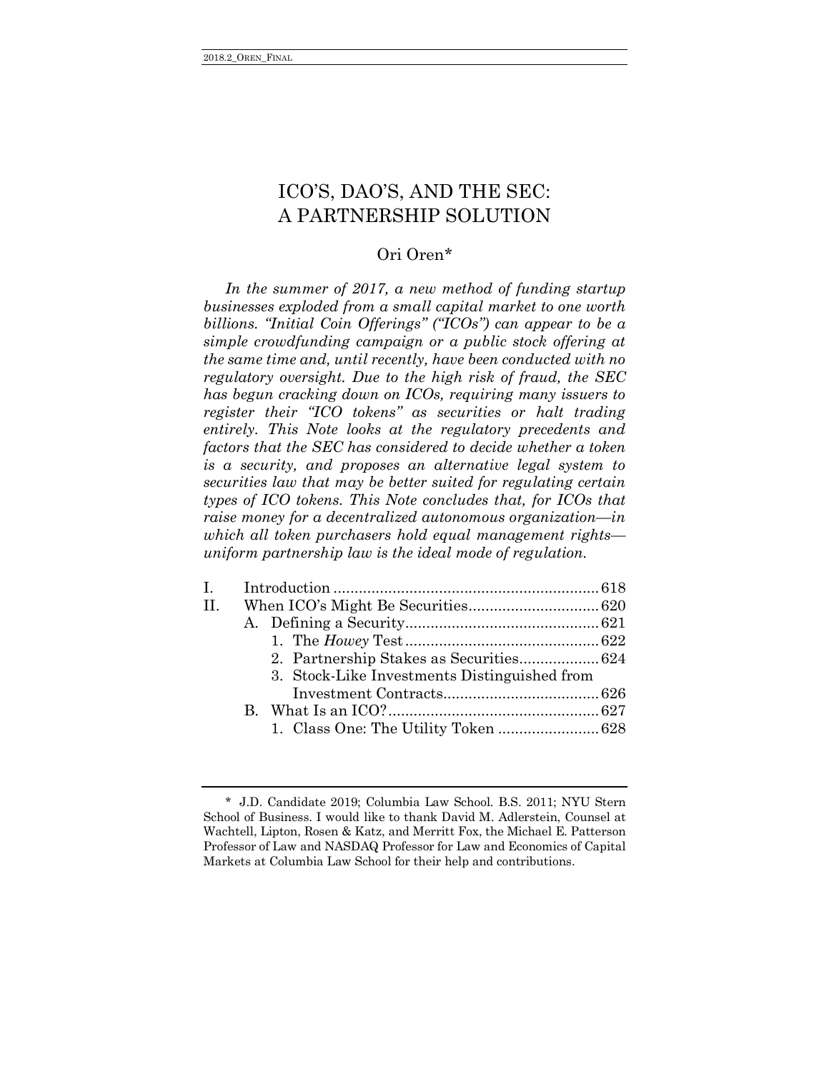# ICO'S, DAO'S, AND THE SEC: A PARTNERSHIP SOLUTION

Ori Oren*

*In the summer of 2017, a new method of funding startup businesses exploded from a small capital market to one worth billions. "Initial Coin Offerings" ("ICOs") can appear to be a simple crowdfunding campaign or a public stock offering at the same time and, until recently, have been conducted with no regulatory oversight. Due to the high risk of fraud, the SEC has begun cracking down on ICOs, requiring many issuers to register their "ICO tokens" as securities or halt trading entirely. This Note looks at the regulatory precedents and factors that the SEC has considered to decide whether a token is a security, and proposes an alternative legal system to securities law that may be better suited for regulating certain types of ICO tokens. This Note concludes that, for ICOs that raise money for a decentralized autonomous organization—in which all token purchasers hold equal management rights—uniform partnership law is the ideal mode of regulation.*

- I. Introduction .......... 618
- II. When ICO's Might Be Securities .......... 620
  - A. Defining a Security .......... 621
    - 1. The *Howey* Test .......... 622
    - 2. Partnership Stakes as Securities .......... 624
    - 3. Stock-Like Investments Distinguished from Investment Contracts .......... 626
  - B. What Is an ICO? .......... 627
    - 1. Class One: The Utility Token .......... 628

---

\* J.D. Candidate 2019; Columbia Law School. B.S. 2011; NYU Stern School of Business. I would like to thank David M. Adlerstein, Counsel at Wachtell, Lipton, Rosen & Katz, and Merritt Fox, the Michael E. Patterson Professor of Law and NASDAQ Professor for Law and Economics of Capital Markets at Columbia Law School for their help and contributions.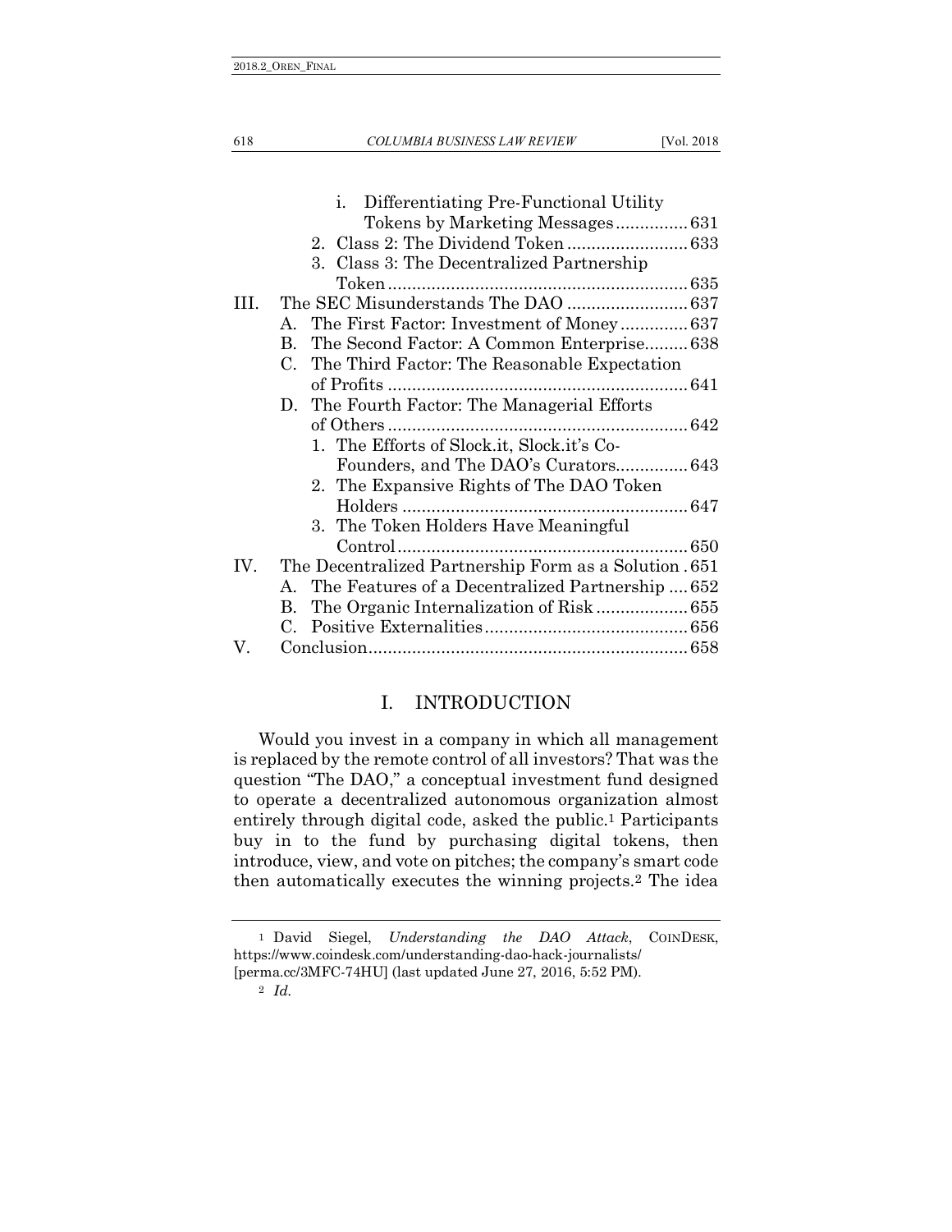i. Differentiating Pre-Functional Utility Tokens by Marketing Messages ............... 631
2. Class 2: The Dividend Token ......................... 633
3. Class 3: The Decentralized Partnership Token ............................................................. 635

III. The SEC Misunderstands The DAO ......................... 637
A. The First Factor: Investment of Money .............. 637
B. The Second Factor: A Common Enterprise......... 638
C. The Third Factor: The Reasonable Expectation of Profits .............................................................. 641
D. The Fourth Factor: The Managerial Efforts of Others .............................................................. 642
1. The Efforts of Slock.it, Slock.it's Co-Founders, and The DAO's Curators............... 643
2. The Expansive Rights of The DAO Token Holders ........................................................... 647
3. The Token Holders Have Meaningful Control............................................................ 650

IV. The Decentralized Partnership Form as a Solution . 651
A. The Features of a Decentralized Partnership .... 652
B. The Organic Internalization of Risk ................... 655
C. Positive Externalities.......................................... 656

V. Conclusion.................................................................. 658

# I. INTRODUCTION

Would you invest in a company in which all management is replaced by the remote control of all investors? That was the question "The DAO," a conceptual investment fund designed to operate a decentralized autonomous organization almost entirely through digital code, asked the public.[1] Participants buy in to the fund by purchasing digital tokens, then introduce, view, and vote on pitches; the company's smart code then automatically executes the winning projects.[2] The idea

---

[1] David Siegel, *Understanding the DAO Attack*, COINDESK, https://www.coindesk.com/understanding-dao-hack-journalists/ [perma.cc/3MFC-74HU] (last updated June 27, 2016, 5:52 PM).

[2] *Id.*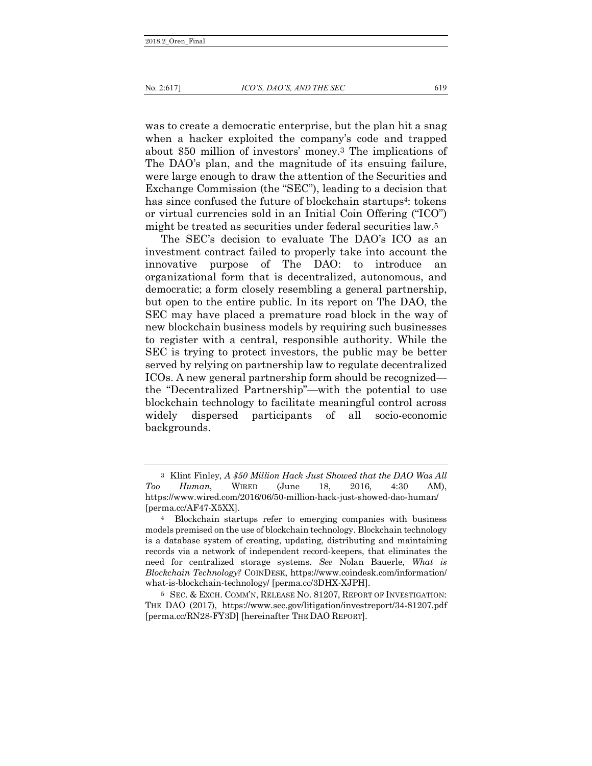was to create a democratic enterprise, but the plan hit a snag when a hacker exploited the company's code and trapped about $50 million of investors' money.[3] The implications of The DAO's plan, and the magnitude of its ensuing failure, were large enough to draw the attention of the Securities and Exchange Commission (the "SEC"), leading to a decision that has since confused the future of blockchain startups[4]: tokens or virtual currencies sold in an Initial Coin Offering ("ICO") might be treated as securities under federal securities law.[5]

The SEC's decision to evaluate The DAO's ICO as an investment contract failed to properly take into account the innovative purpose of The DAO: to introduce an organizational form that is decentralized, autonomous, and democratic; a form closely resembling a general partnership, but open to the entire public. In its report on The DAO, the SEC may have placed a premature road block in the way of new blockchain business models by requiring such businesses to register with a central, responsible authority. While the SEC is trying to protect investors, the public may be better served by relying on partnership law to regulate decentralized ICOs. A new general partnership form should be recognized—the "Decentralized Partnership"—with the potential to use blockchain technology to facilitate meaningful control across widely dispersed participants of all socio-economic backgrounds.

---

[3] Klint Finley, *A $50 Million Hack Just Showed that the DAO Was All Too Human*, WIRED (June 18, 2016, 4:30 AM), https://www.wired.com/2016/06/50-million-hack-just-showed-dao-human/ [perma.cc/AF47-X5XX].

[4] Blockchain startups refer to emerging companies with business models premised on the use of blockchain technology. Blockchain technology is a database system of creating, updating, distributing and maintaining records via a network of independent record-keepers, that eliminates the need for centralized storage systems. *See* Nolan Bauerle, *What is Blockchain Technology?* COINDESK, https://www.coindesk.com/information/what-is-blockchain-technology/ [perma.cc/3DHX-XJPH].

[5] SEC. & EXCH. COMM'N, RELEASE NO. 81207, REPORT OF INVESTIGATION: THE DAO (2017), https://www.sec.gov/litigation/investreport/34-81207.pdf [perma.cc/RN28-FY3D] [hereinafter THE DAO REPORT].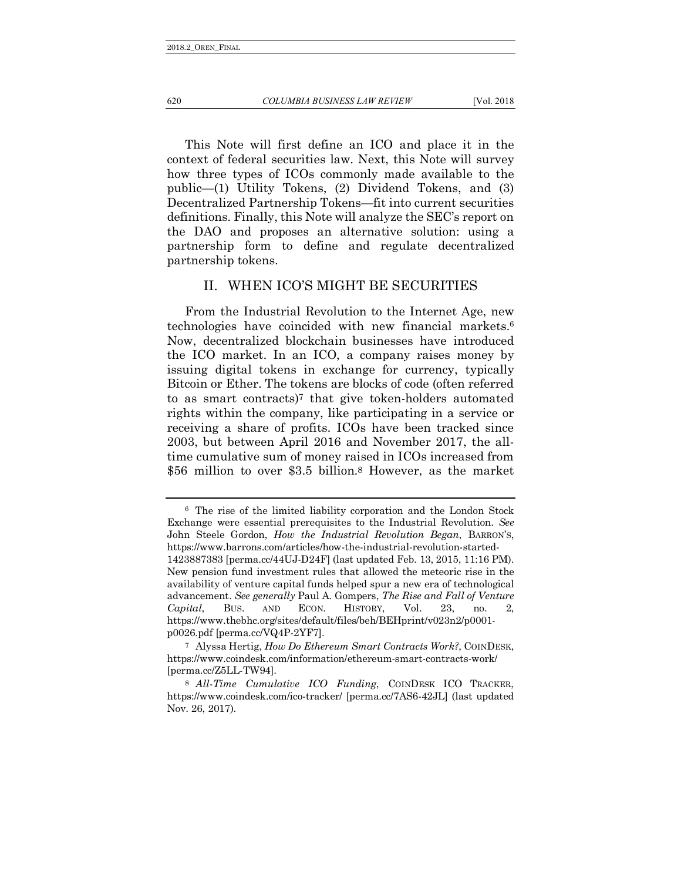This Note will first define an ICO and place it in the context of federal securities law. Next, this Note will survey how three types of ICOs commonly made available to the public—(1) Utility Tokens, (2) Dividend Tokens, and (3) Decentralized Partnership Tokens—fit into current securities definitions. Finally, this Note will analyze the SEC's report on the DAO and proposes an alternative solution: using a partnership form to define and regulate decentralized partnership tokens.

## II. WHEN ICO'S MIGHT BE SECURITIES

From the Industrial Revolution to the Internet Age, new technologies have coincided with new financial markets.[6] Now, decentralized blockchain businesses have introduced the ICO market. In an ICO, a company raises money by issuing digital tokens in exchange for currency, typically Bitcoin or Ether. The tokens are blocks of code (often referred to as smart contracts)[7] that give token-holders automated rights within the company, like participating in a service or receiving a share of profits. ICOs have been tracked since 2003, but between April 2016 and November 2017, the all-time cumulative sum of money raised in ICOs increased from \$56 million to over \$3.5 billion.[8] However, as the market

---

[6] The rise of the limited liability corporation and the London Stock Exchange were essential prerequisites to the Industrial Revolution. *See* John Steele Gordon, *How the Industrial Revolution Began*, BARRON'S, https://www.barrons.com/articles/how-the-industrial-revolution-started-1423887383 [perma.cc/44UJ-D24F] (last updated Feb. 13, 2015, 11:16 PM). New pension fund investment rules that allowed the meteoric rise in the availability of venture capital funds helped spur a new era of technological advancement. *See generally* Paul A. Gompers, *The Rise and Fall of Venture Capital*, BUS. AND ECON. HISTORY, Vol. 23, no. 2, https://www.thebhc.org/sites/default/files/beh/BEHprint/v023n2/p0001-p0026.pdf [perma.cc/VQ4P-2YF7].

[7] Alyssa Hertig, *How Do Ethereum Smart Contracts Work?*, COINDESK, https://www.coindesk.com/information/ethereum-smart-contracts-work/ [perma.cc/Z5LL-TW94].

[8] *All-Time Cumulative ICO Funding*, COINDESK ICO TRACKER, https://www.coindesk.com/ico-tracker/ [perma.cc/7AS6-42JL] (last updated Nov. 26, 2017).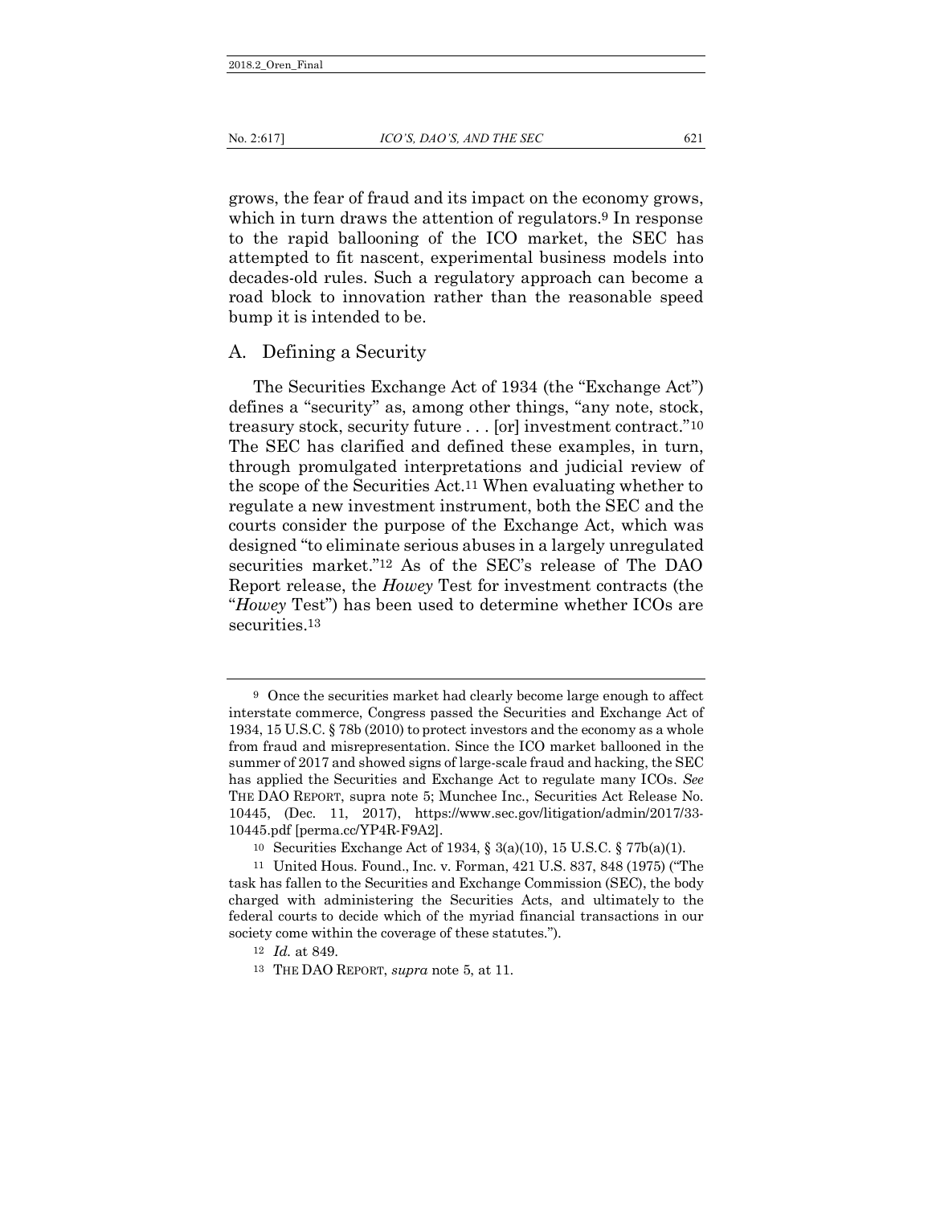grows, the fear of fraud and its impact on the economy grows, which in turn draws the attention of regulators.[9] In response to the rapid ballooning of the ICO market, the SEC has attempted to fit nascent, experimental business models into decades-old rules. Such a regulatory approach can become a road block to innovation rather than the reasonable speed bump it is intended to be.

## A. Defining a Security

The Securities Exchange Act of 1934 (the "Exchange Act") defines a "security" as, among other things, "any note, stock, treasury stock, security future . . . [or] investment contract."[10] The SEC has clarified and defined these examples, in turn, through promulgated interpretations and judicial review of the scope of the Securities Act.[11] When evaluating whether to regulate a new investment instrument, both the SEC and the courts consider the purpose of the Exchange Act, which was designed "to eliminate serious abuses in a largely unregulated securities market."[12] As of the SEC's release of The DAO Report release, the *Howey* Test for investment contracts (the "*Howey* Test") has been used to determine whether ICOs are securities.[13]

---

[9] Once the securities market had clearly become large enough to affect interstate commerce, Congress passed the Securities and Exchange Act of 1934, 15 U.S.C. § 78b (2010) to protect investors and the economy as a whole from fraud and misrepresentation. Since the ICO market ballooned in the summer of 2017 and showed signs of large-scale fraud and hacking, the SEC has applied the Securities and Exchange Act to regulate many ICOs. *See* THE DAO REPORT, supra note 5; Munchee Inc., Securities Act Release No. 10445, (Dec. 11, 2017), https://www.sec.gov/litigation/admin/2017/33-10445.pdf [perma.cc/YP4R-F9A2].

[10] Securities Exchange Act of 1934, § 3(a)(10), 15 U.S.C. § 77b(a)(1).

[11] United Hous. Found., Inc. v. Forman, 421 U.S. 837, 848 (1975) ("The task has fallen to the Securities and Exchange Commission (SEC), the body charged with administering the Securities Acts, and ultimately to the federal courts to decide which of the myriad financial transactions in our society come within the coverage of these statutes.").

[12] *Id.* at 849.

[13] THE DAO REPORT, *supra* note 5, at 11.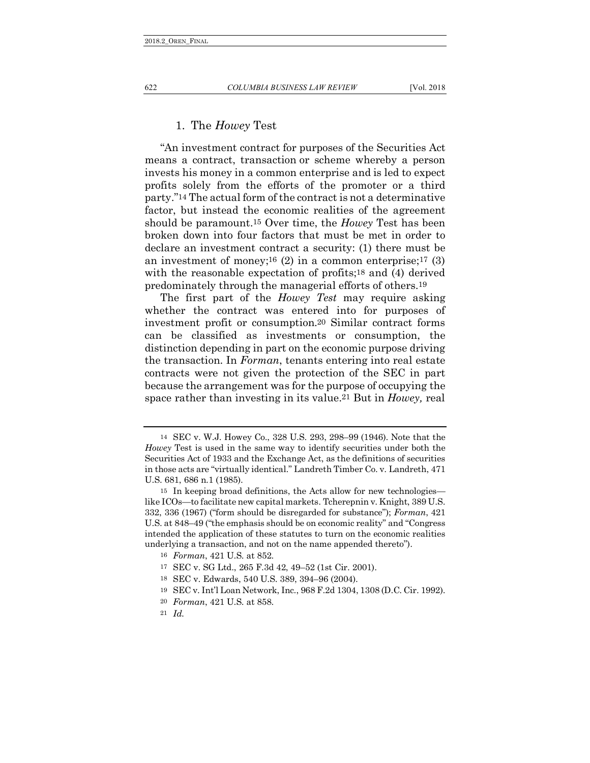### 1. The *Howey* Test

"An investment contract for purposes of the Securities Act means a contract, transaction or scheme whereby a person invests his money in a common enterprise and is led to expect profits solely from the efforts of the promoter or a third party."[14] The actual form of the contract is not a determinative factor, but instead the economic realities of the agreement should be paramount.[15] Over time, the *Howey* Test has been broken down into four factors that must be met in order to declare an investment contract a security: (1) there must be an investment of money;[16] (2) in a common enterprise;[17] (3) with the reasonable expectation of profits;[18] and (4) derived predominately through the managerial efforts of others.[19]

The first part of the *Howey Test* may require asking whether the contract was entered into for purposes of investment profit or consumption.[20] Similar contract forms can be classified as investments or consumption, the distinction depending in part on the economic purpose driving the transaction. In *Forman*, tenants entering into real estate contracts were not given the protection of the SEC in part because the arrangement was for the purpose of occupying the space rather than investing in its value.[21] But in *Howey,* real

---

[14] SEC v. W.J. Howey Co., 328 U.S. 293, 298–99 (1946). Note that the *Howey* Test is used in the same way to identify securities under both the Securities Act of 1933 and the Exchange Act, as the definitions of securities in those acts are "virtually identical." Landreth Timber Co. v. Landreth, 471 U.S. 681, 686 n.1 (1985).

[15] In keeping broad definitions, the Acts allow for new technologies—like ICOs—to facilitate new capital markets. Tcherepnin v. Knight, 389 U.S. 332, 336 (1967) ("form should be disregarded for substance"); *Forman*, 421 U.S. at 848–49 ("the emphasis should be on economic reality" and "Congress intended the application of these statutes to turn on the economic realities underlying a transaction, and not on the name appended thereto").

[16] *Forman*, 421 U.S. at 852.

[17] SEC v. SG Ltd., 265 F.3d 42, 49–52 (1st Cir. 2001).

[18] SEC v. Edwards, 540 U.S. 389, 394–96 (2004).

[19] SEC v. Int'l Loan Network, Inc., 968 F.2d 1304, 1308 (D.C. Cir. 1992).

[20] *Forman*, 421 U.S. at 858.

[21] *Id.*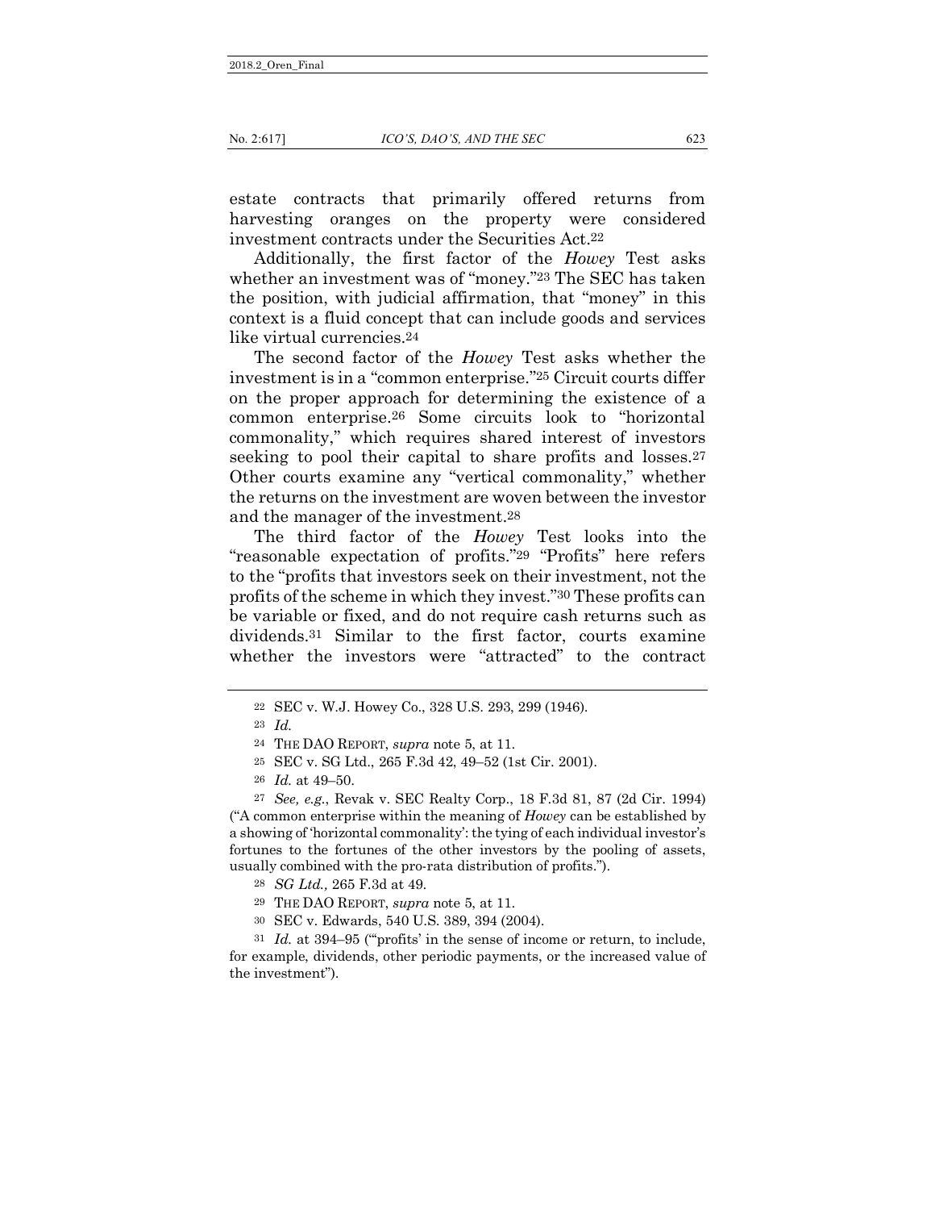estate contracts that primarily offered returns from harvesting oranges on the property were considered investment contracts under the Securities Act.[22]

Additionally, the first factor of the *Howey* Test asks whether an investment was of "money."[23] The SEC has taken the position, with judicial affirmation, that "money" in this context is a fluid concept that can include goods and services like virtual currencies.[24]

The second factor of the *Howey* Test asks whether the investment is in a "common enterprise."[25] Circuit courts differ on the proper approach for determining the existence of a common enterprise.[26] Some circuits look to "horizontal commonality," which requires shared interest of investors seeking to pool their capital to share profits and losses.[27] Other courts examine any "vertical commonality," whether the returns on the investment are woven between the investor and the manager of the investment.[28]

The third factor of the *Howey* Test looks into the "reasonable expectation of profits."[29] "Profits" here refers to the "profits that investors seek on their investment, not the profits of the scheme in which they invest."[30] These profits can be variable or fixed, and do not require cash returns such as dividends.[31] Similar to the first factor, courts examine whether the investors were "attracted" to the contract

---

[22] SEC v. W.J. Howey Co., 328 U.S. 293, 299 (1946).

[23] *Id.*

[24] THE DAO REPORT, *supra* note 5, at 11.

[25] SEC v. SG Ltd., 265 F.3d 42, 49–52 (1st Cir. 2001).

[26] *Id.* at 49–50.

[27] *See, e.g.*, Revak v. SEC Realty Corp., 18 F.3d 81, 87 (2d Cir. 1994) ("A common enterprise within the meaning of *Howey* can be established by a showing of 'horizontal commonality': the tying of each individual investor's fortunes to the fortunes of the other investors by the pooling of assets, usually combined with the pro-rata distribution of profits.").

[28] *SG Ltd.,* 265 F.3d at 49.

[29] THE DAO REPORT, *supra* note 5, at 11.

[30] SEC v. Edwards, 540 U.S. 389, 394 (2004).

[31] *Id.* at 394–95 ("'profits' in the sense of income or return, to include, for example, dividends, other periodic payments, or the increased value of the investment").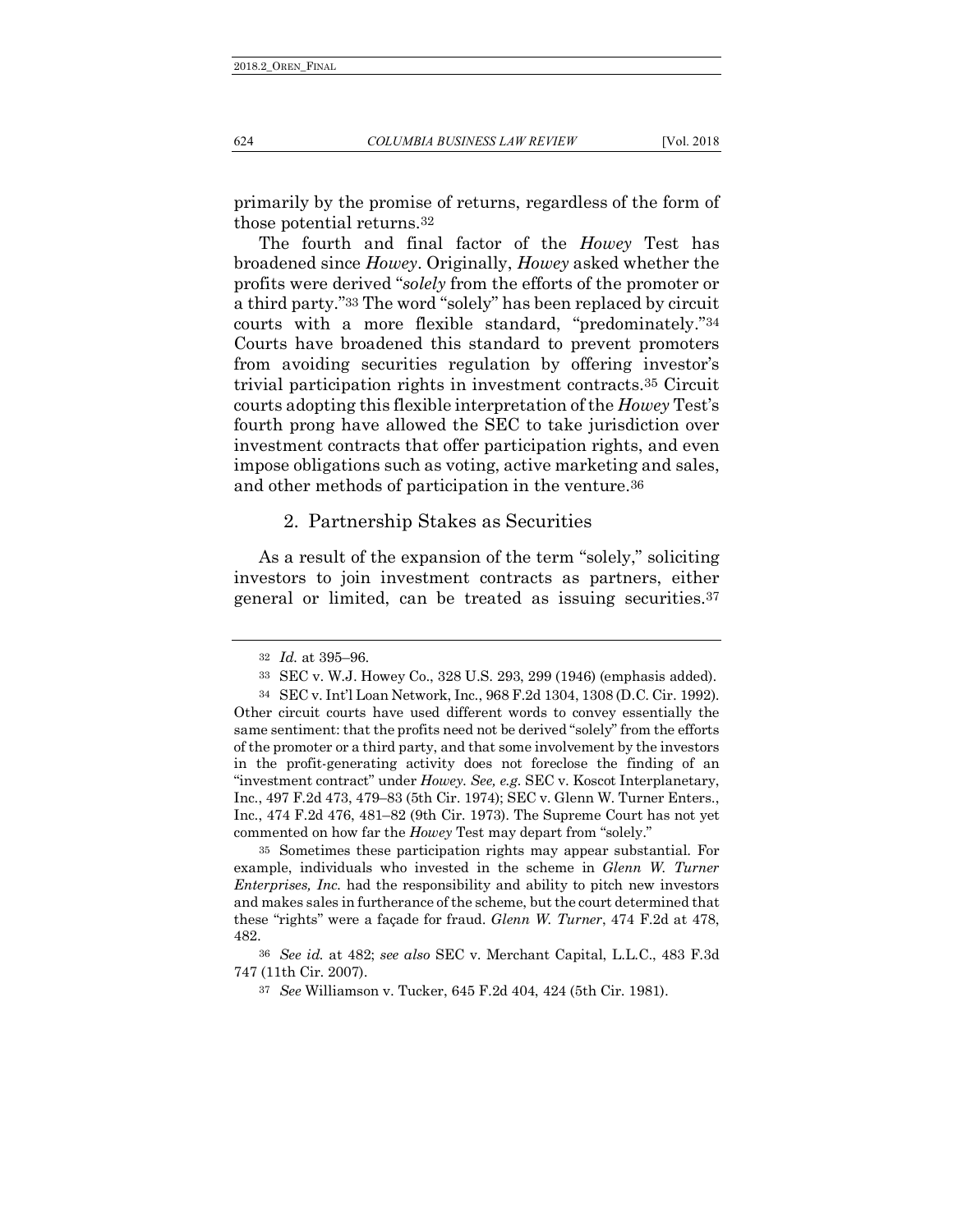primarily by the promise of returns, regardless of the form of those potential returns.[32]

The fourth and final factor of the *Howey* Test has broadened since *Howey*. Originally, *Howey* asked whether the profits were derived "*solely* from the efforts of the promoter or a third party."[33] The word "solely" has been replaced by circuit courts with a more flexible standard, "predominately."[34] Courts have broadened this standard to prevent promoters from avoiding securities regulation by offering investor's trivial participation rights in investment contracts.[35] Circuit courts adopting this flexible interpretation of the *Howey* Test's fourth prong have allowed the SEC to take jurisdiction over investment contracts that offer participation rights, and even impose obligations such as voting, active marketing and sales, and other methods of participation in the venture.[36]

### 2. Partnership Stakes as Securities

As a result of the expansion of the term "solely," soliciting investors to join investment contracts as partners, either general or limited, can be treated as issuing securities.[37]

---

[32] *Id.* at 395–96.

[33] SEC v. W.J. Howey Co., 328 U.S. 293, 299 (1946) (emphasis added).

[34] SEC v. Int'l Loan Network, Inc., 968 F.2d 1304, 1308 (D.C. Cir. 1992). Other circuit courts have used different words to convey essentially the same sentiment: that the profits need not be derived "solely" from the efforts of the promoter or a third party, and that some involvement by the investors in the profit-generating activity does not foreclose the finding of an "investment contract" under *Howey*. *See, e.g.* SEC v. Koscot Interplanetary, Inc., 497 F.2d 473, 479–83 (5th Cir. 1974); SEC v. Glenn W. Turner Enters., Inc., 474 F.2d 476, 481–82 (9th Cir. 1973). The Supreme Court has not yet commented on how far the *Howey* Test may depart from "solely."

[35] Sometimes these participation rights may appear substantial. For example, individuals who invested in the scheme in *Glenn W. Turner Enterprises, Inc.* had the responsibility and ability to pitch new investors and makes sales in furtherance of the scheme, but the court determined that these "rights" were a façade for fraud. *Glenn W. Turner*, 474 F.2d at 478, 482.

[36] *See id.* at 482; *see also* SEC v. Merchant Capital, L.L.C., 483 F.3d 747 (11th Cir. 2007).

[37] *See* Williamson v. Tucker, 645 F.2d 404, 424 (5th Cir. 1981).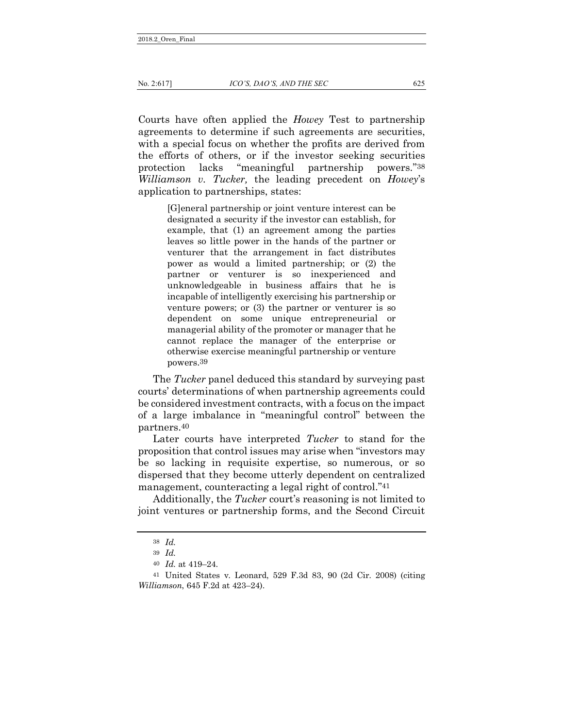Courts have often applied the *Howey* Test to partnership agreements to determine if such agreements are securities, with a special focus on whether the profits are derived from the efforts of others, or if the investor seeking securities protection lacks "meaningful partnership powers."[38] *Williamson v. Tucker,* the leading precedent on *Howey*'s application to partnerships, states:

> [G]eneral partnership or joint venture interest can be designated a security if the investor can establish, for example, that (1) an agreement among the parties leaves so little power in the hands of the partner or venturer that the arrangement in fact distributes power as would a limited partnership; or (2) the partner or venturer is so inexperienced and unknowledgeable in business affairs that he is incapable of intelligently exercising his partnership or venture powers; or (3) the partner or venturer is so dependent on some unique entrepreneurial or managerial ability of the promoter or manager that he cannot replace the manager of the enterprise or otherwise exercise meaningful partnership or venture powers.[39]

The *Tucker* panel deduced this standard by surveying past courts' determinations of when partnership agreements could be considered investment contracts, with a focus on the impact of a large imbalance in "meaningful control" between the partners.[40]

Later courts have interpreted *Tucker* to stand for the proposition that control issues may arise when "investors may be so lacking in requisite expertise, so numerous, or so dispersed that they become utterly dependent on centralized management, counteracting a legal right of control."[41]

Additionally, the *Tucker* court's reasoning is not limited to joint ventures or partnership forms, and the Second Circuit

---

[38] *Id.*

[39] *Id.*

[40] *Id.* at 419–24.

[41] United States v. Leonard, 529 F.3d 83, 90 (2d Cir. 2008) (citing *Williamson*, 645 F.2d at 423–24).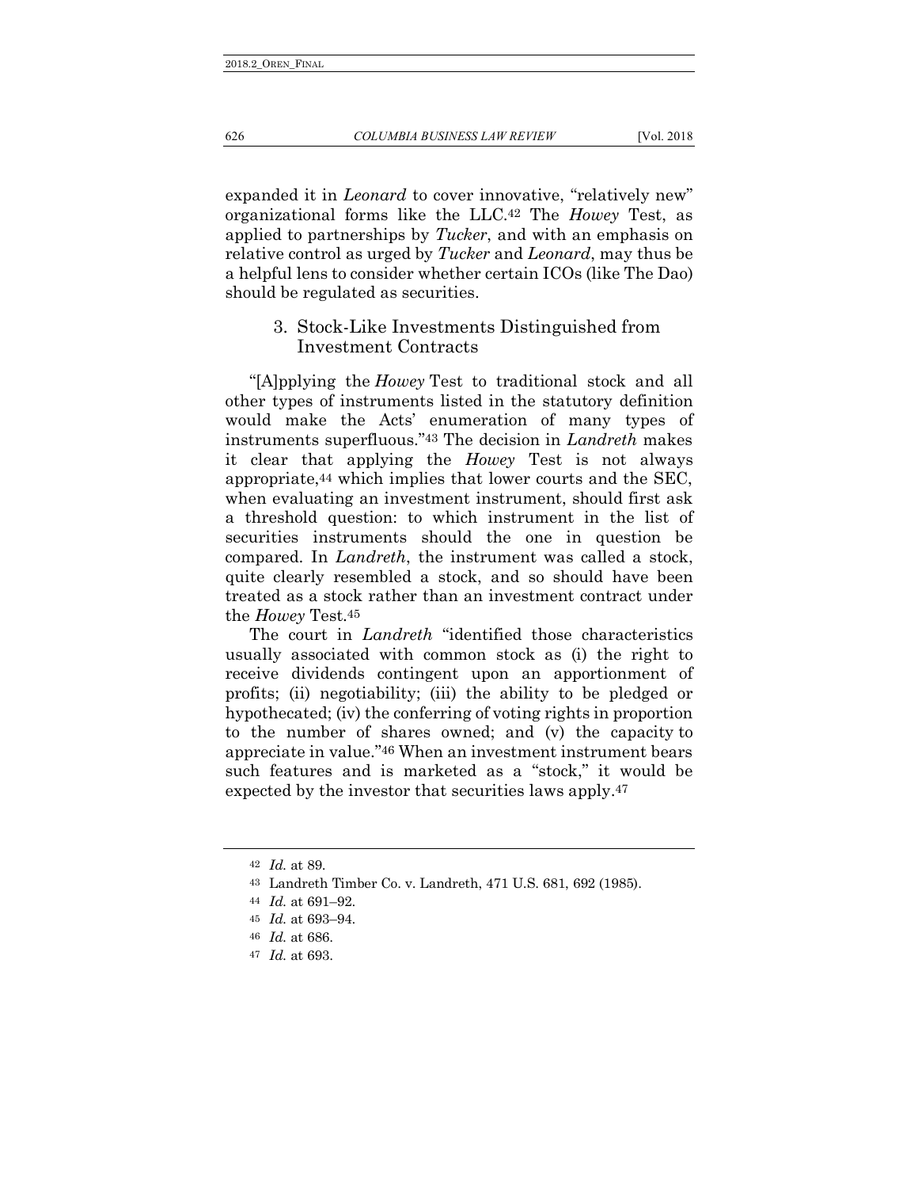expanded it in *Leonard* to cover innovative, "relatively new" organizational forms like the LLC.[42] The *Howey* Test, as applied to partnerships by *Tucker*, and with an emphasis on relative control as urged by *Tucker* and *Leonard*, may thus be a helpful lens to consider whether certain ICOs (like The Dao) should be regulated as securities.

### 3. Stock-Like Investments Distinguished from Investment Contracts

"[A]pplying the *Howey* Test to traditional stock and all other types of instruments listed in the statutory definition would make the Acts' enumeration of many types of instruments superfluous."[43] The decision in *Landreth* makes it clear that applying the *Howey* Test is not always appropriate,[44] which implies that lower courts and the SEC, when evaluating an investment instrument, should first ask a threshold question: to which instrument in the list of securities instruments should the one in question be compared. In *Landreth*, the instrument was called a stock, quite clearly resembled a stock, and so should have been treated as a stock rather than an investment contract under the *Howey* Test.[45]

The court in *Landreth* "identified those characteristics usually associated with common stock as (i) the right to receive dividends contingent upon an apportionment of profits; (ii) negotiability; (iii) the ability to be pledged or hypothecated; (iv) the conferring of voting rights in proportion to the number of shares owned; and (v) the capacity to appreciate in value."[46] When an investment instrument bears such features and is marketed as a "stock," it would be expected by the investor that securities laws apply.[47]

---

[42] *Id.* at 89.

[43] Landreth Timber Co. v. Landreth, 471 U.S. 681, 692 (1985).

[44] *Id.* at 691–92.

[45] *Id.* at 693–94.

[46] *Id.* at 686.

[47] *Id.* at 693.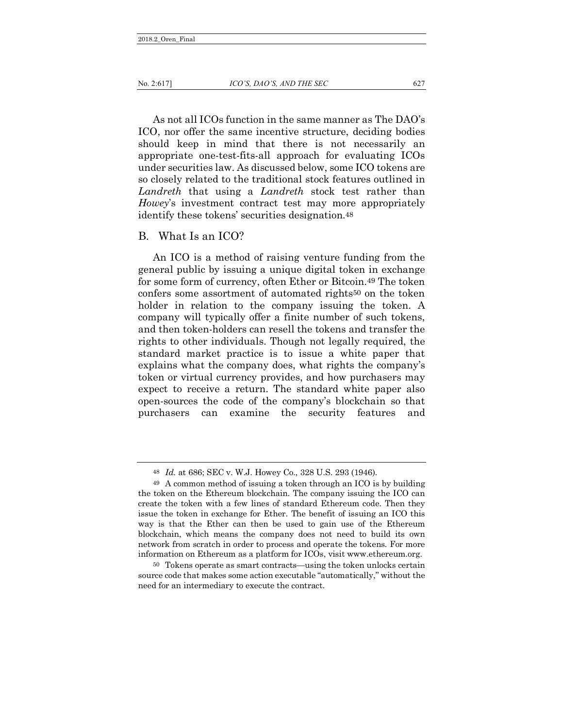As not all ICOs function in the same manner as The DAO's ICO, nor offer the same incentive structure, deciding bodies should keep in mind that there is not necessarily an appropriate one-test-fits-all approach for evaluating ICOs under securities law. As discussed below, some ICO tokens are so closely related to the traditional stock features outlined in *Landreth* that using a *Landreth* stock test rather than *Howey*'s investment contract test may more appropriately identify these tokens' securities designation.[48]

## B. What Is an ICO?

An ICO is a method of raising venture funding from the general public by issuing a unique digital token in exchange for some form of currency, often Ether or Bitcoin.[49] The token confers some assortment of automated rights[50] on the token holder in relation to the company issuing the token. A company will typically offer a finite number of such tokens, and then token-holders can resell the tokens and transfer the rights to other individuals. Though not legally required, the standard market practice is to issue a white paper that explains what the company does, what rights the company's token or virtual currency provides, and how purchasers may expect to receive a return. The standard white paper also open-sources the code of the company's blockchain so that purchasers can examine the security features and

---

[48] *Id.* at 686; SEC v. W.J. Howey Co., 328 U.S. 293 (1946).

[49] A common method of issuing a token through an ICO is by building the token on the Ethereum blockchain. The company issuing the ICO can create the token with a few lines of standard Ethereum code. Then they issue the token in exchange for Ether. The benefit of issuing an ICO this way is that the Ether can then be used to gain use of the Ethereum blockchain, which means the company does not need to build its own network from scratch in order to process and operate the tokens. For more information on Ethereum as a platform for ICOs, visit www.ethereum.org.

[50] Tokens operate as smart contracts—using the token unlocks certain source code that makes some action executable "automatically," without the need for an intermediary to execute the contract.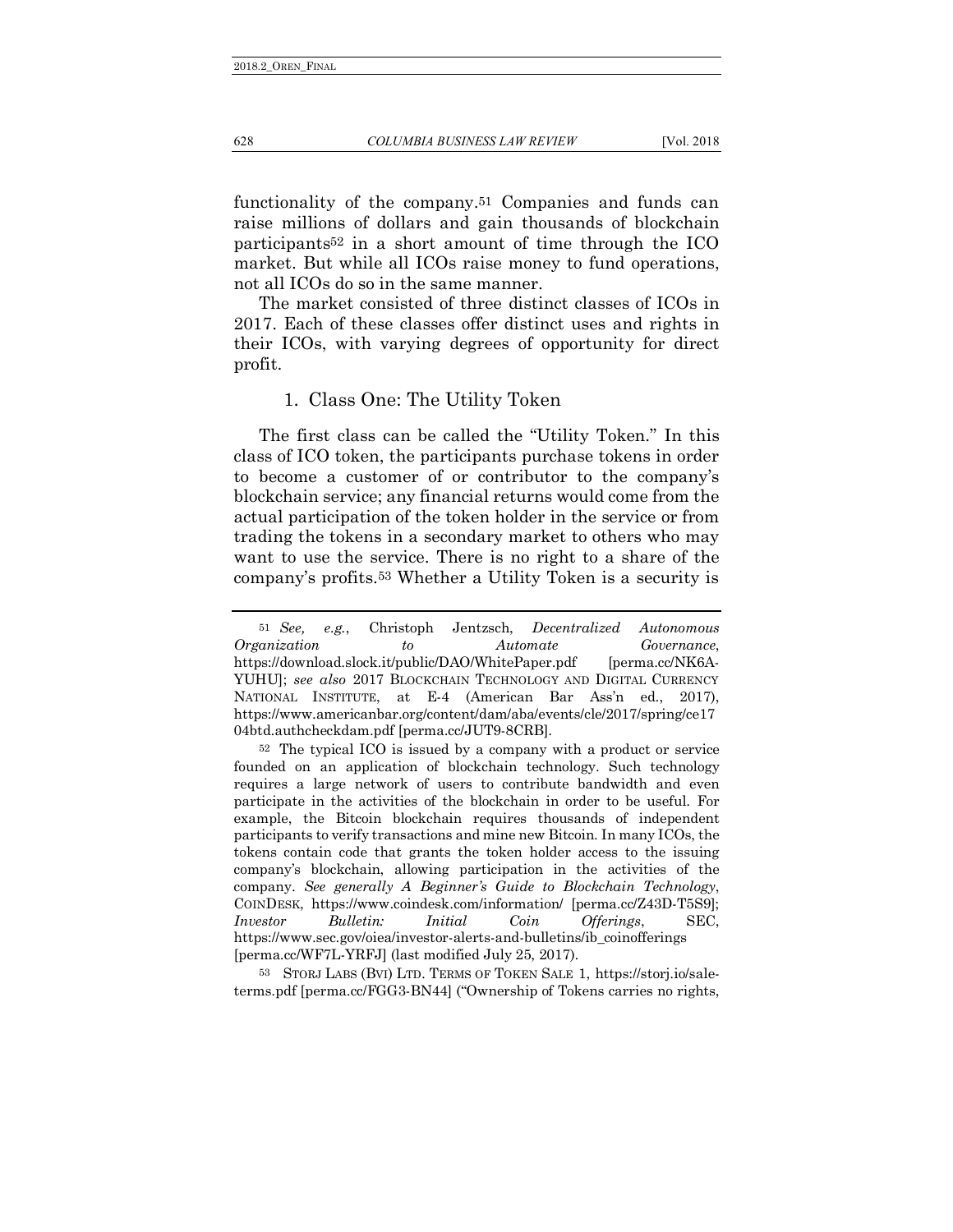functionality of the company.[51] Companies and funds can raise millions of dollars and gain thousands of blockchain participants[52] in a short amount of time through the ICO market. But while all ICOs raise money to fund operations, not all ICOs do so in the same manner.

The market consisted of three distinct classes of ICOs in 2017. Each of these classes offer distinct uses and rights in their ICOs, with varying degrees of opportunity for direct profit.

### 1. Class One: The Utility Token

The first class can be called the "Utility Token." In this class of ICO token, the participants purchase tokens in order to become a customer of or contributor to the company's blockchain service; any financial returns would come from the actual participation of the token holder in the service or from trading the tokens in a secondary market to others who may want to use the service. There is no right to a share of the company's profits.[53] Whether a Utility Token is a security is

---

[51] *See, e.g.*, Christoph Jentzsch, *Decentralized Autonomous Organization to Automate Governance*, https://download.slock.it/public/DAO/WhitePaper.pdf [perma.cc/NK6A-YUHU]; *see also* 2017 BLOCKCHAIN TECHNOLOGY AND DIGITAL CURRENCY NATIONAL INSTITUTE, at E-4 (American Bar Ass'n ed., 2017), https://www.americanbar.org/content/dam/aba/events/cle/2017/spring/ce1704btd.authcheckdam.pdf [perma.cc/JUT9-8CRB].

[52] The typical ICO is issued by a company with a product or service founded on an application of blockchain technology. Such technology requires a large network of users to contribute bandwidth and even participate in the activities of the blockchain in order to be useful. For example, the Bitcoin blockchain requires thousands of independent participants to verify transactions and mine new Bitcoin. In many ICOs, the tokens contain code that grants the token holder access to the issuing company's blockchain, allowing participation in the activities of the company. *See generally A Beginner's Guide to Blockchain Technology*, COINDESK, https://www.coindesk.com/information/ [perma.cc/Z43D-T5S9]; *Investor Bulletin: Initial Coin Offerings*, SEC, https://www.sec.gov/oiea/investor-alerts-and-bulletins/ib_coinofferings [perma.cc/WF7L-YRFJ] (last modified July 25, 2017).

[53] STORJ LABS (BVI) LTD. TERMS OF TOKEN SALE 1, https://storj.io/saleterms.pdf [perma.cc/FGG3-BN44] ("Ownership of Tokens carries no rights,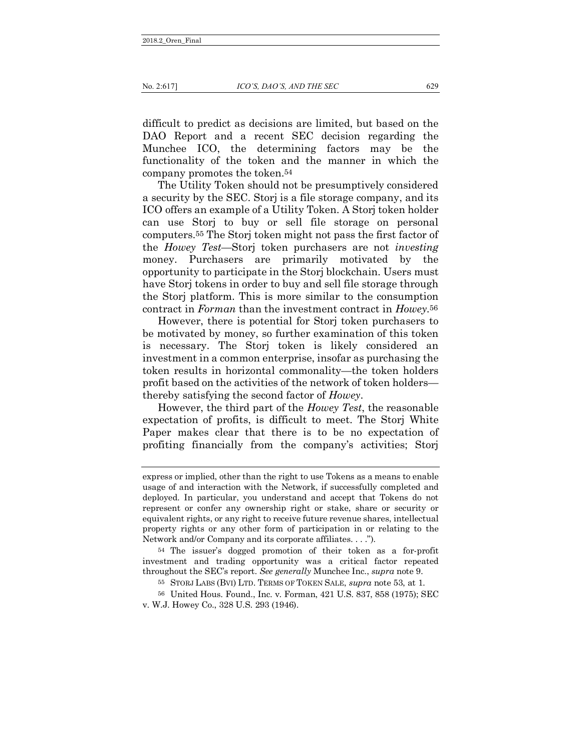difficult to predict as decisions are limited, but based on the DAO Report and a recent SEC decision regarding the Munchee ICO, the determining factors may be the functionality of the token and the manner in which the company promotes the token.[54]

The Utility Token should not be presumptively considered a security by the SEC. Storj is a file storage company, and its ICO offers an example of a Utility Token. A Storj token holder can use Storj to buy or sell file storage on personal computers.[55] The Storj token might not pass the first factor of the *Howey Test*—Storj token purchasers are not *investing* money. Purchasers are primarily motivated by the opportunity to participate in the Storj blockchain. Users must have Storj tokens in order to buy and sell file storage through the Storj platform. This is more similar to the consumption contract in *Forman* than the investment contract in *Howey*.[56]

However, there is potential for Storj token purchasers to be motivated by money, so further examination of this token is necessary. The Storj token is likely considered an investment in a common enterprise, insofar as purchasing the token results in horizontal commonality—the token holders profit based on the activities of the network of token holders—thereby satisfying the second factor of *Howey*.

However, the third part of the *Howey Test*, the reasonable expectation of profits, is difficult to meet. The Storj White Paper makes clear that there is to be no expectation of profiting financially from the company's activities; Storj

---

express or implied, other than the right to use Tokens as a means to enable usage of and interaction with the Network, if successfully completed and deployed. In particular, you understand and accept that Tokens do not represent or confer any ownership right or stake, share or security or equivalent rights, or any right to receive future revenue shares, intellectual property rights or any other form of participation in or relating to the Network and/or Company and its corporate affiliates. . . .").

[54] The issuer's dogged promotion of their token as a for-profit investment and trading opportunity was a critical factor repeated throughout the SEC's report. *See generally* Munchee Inc., *supra* note 9.

[55] STORJ LABS (BVI) LTD. TERMS OF TOKEN SALE, *supra* note 53, at 1.

[56] United Hous. Found., Inc. v. Forman, 421 U.S. 837, 858 (1975); SEC v. W.J. Howey Co., 328 U.S. 293 (1946).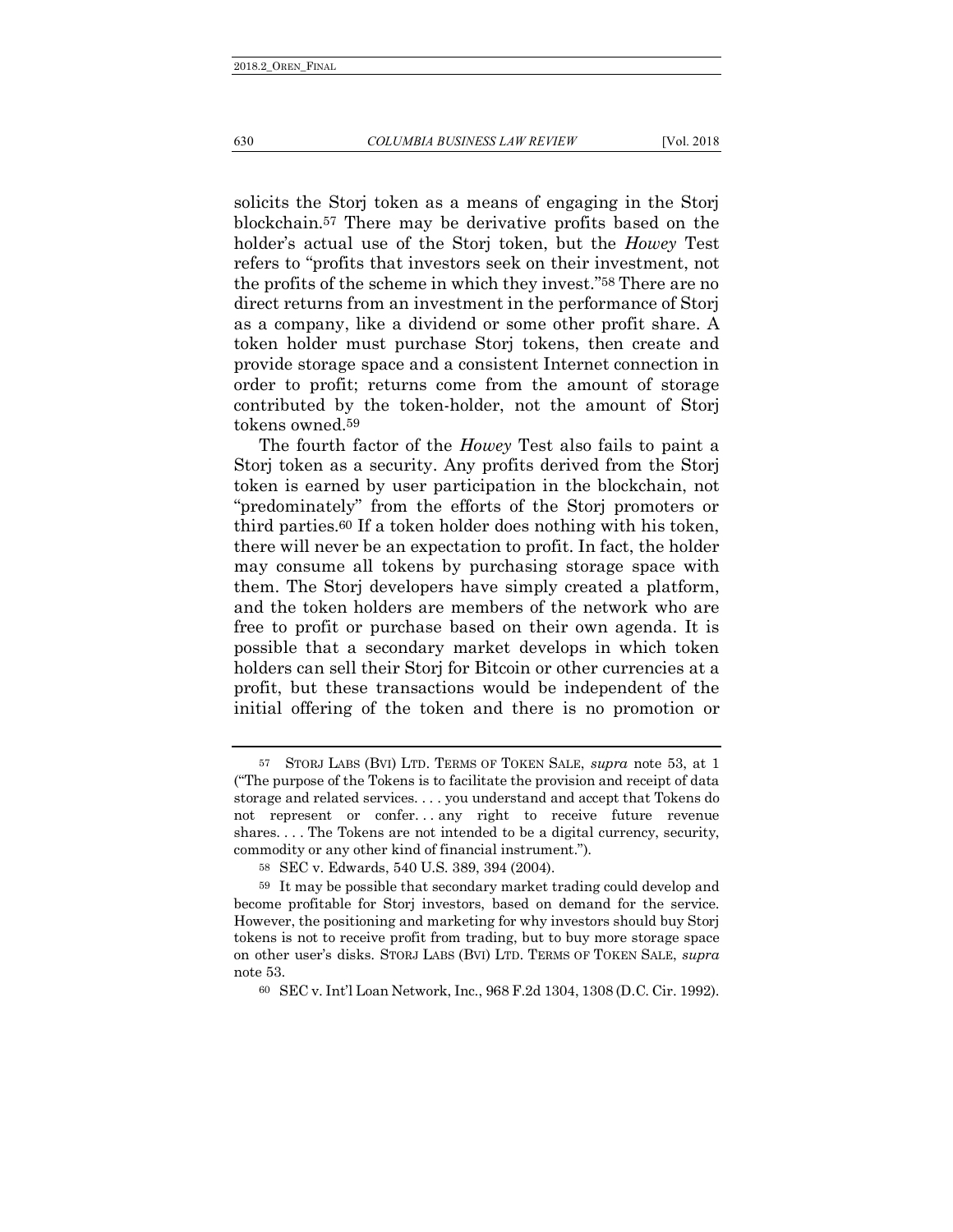solicits the Storj token as a means of engaging in the Storj blockchain.[57] There may be derivative profits based on the holder's actual use of the Storj token, but the *Howey* Test refers to "profits that investors seek on their investment, not the profits of the scheme in which they invest."[58] There are no direct returns from an investment in the performance of Storj as a company, like a dividend or some other profit share. A token holder must purchase Storj tokens, then create and provide storage space and a consistent Internet connection in order to profit; returns come from the amount of storage contributed by the token-holder, not the amount of Storj tokens owned.[59]

The fourth factor of the *Howey* Test also fails to paint a Storj token as a security. Any profits derived from the Storj token is earned by user participation in the blockchain, not "predominately" from the efforts of the Storj promoters or third parties.[60] If a token holder does nothing with his token, there will never be an expectation to profit. In fact, the holder may consume all tokens by purchasing storage space with them. The Storj developers have simply created a platform, and the token holders are members of the network who are free to profit or purchase based on their own agenda. It is possible that a secondary market develops in which token holders can sell their Storj for Bitcoin or other currencies at a profit, but these transactions would be independent of the initial offering of the token and there is no promotion or

---

[57] STORJ LABS (BVI) LTD. TERMS OF TOKEN SALE, *supra* note 53, at 1 ("The purpose of the Tokens is to facilitate the provision and receipt of data storage and related services. . . . you understand and accept that Tokens do not represent or confer. . . any right to receive future revenue shares. . . . The Tokens are not intended to be a digital currency, security, commodity or any other kind of financial instrument.").

[58] SEC v. Edwards, 540 U.S. 389, 394 (2004).

[59] It may be possible that secondary market trading could develop and become profitable for Storj investors, based on demand for the service. However, the positioning and marketing for why investors should buy Storj tokens is not to receive profit from trading, but to buy more storage space on other user's disks. STORJ LABS (BVI) LTD. TERMS OF TOKEN SALE, *supra* note 53.

[60] SEC v. Int'l Loan Network, Inc., 968 F.2d 1304, 1308 (D.C. Cir. 1992).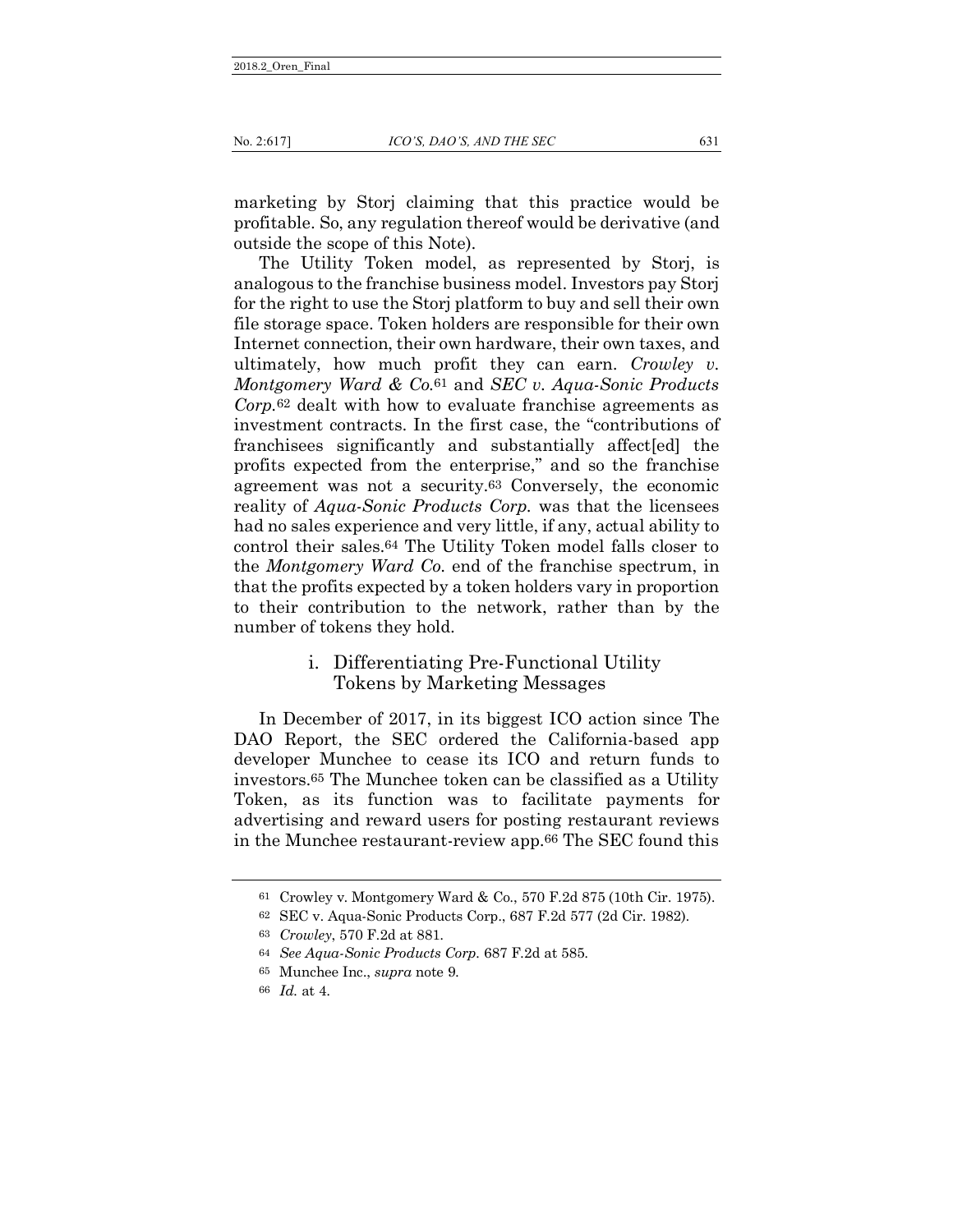marketing by Storj claiming that this practice would be profitable. So, any regulation thereof would be derivative (and outside the scope of this Note).

The Utility Token model, as represented by Storj, is analogous to the franchise business model. Investors pay Storj for the right to use the Storj platform to buy and sell their own file storage space. Token holders are responsible for their own Internet connection, their own hardware, their own taxes, and ultimately, how much profit they can earn. *Crowley v. Montgomery Ward & Co.*[61] and *SEC v. Aqua-Sonic Products Corp.*[62] dealt with how to evaluate franchise agreements as investment contracts. In the first case, the "contributions of franchisees significantly and substantially affect[ed] the profits expected from the enterprise," and so the franchise agreement was not a security.[63] Conversely, the economic reality of *Aqua-Sonic Products Corp.* was that the licensees had no sales experience and very little, if any, actual ability to control their sales.[64] The Utility Token model falls closer to the *Montgomery Ward Co.* end of the franchise spectrum, in that the profits expected by a token holders vary in proportion to their contribution to the network, rather than by the number of tokens they hold.

### i. Differentiating Pre-Functional Utility Tokens by Marketing Messages

In December of 2017, in its biggest ICO action since The DAO Report, the SEC ordered the California-based app developer Munchee to cease its ICO and return funds to investors.[65] The Munchee token can be classified as a Utility Token, as its function was to facilitate payments for advertising and reward users for posting restaurant reviews in the Munchee restaurant-review app.[66] The SEC found this

---

[61] Crowley v. Montgomery Ward & Co., 570 F.2d 875 (10th Cir. 1975).

[62] SEC v. Aqua-Sonic Products Corp., 687 F.2d 577 (2d Cir. 1982).

[63] *Crowley*, 570 F.2d at 881.

[64] *See Aqua-Sonic Products Corp.* 687 F.2d at 585.

[65] Munchee Inc., *supra* note 9.

[66] *Id.* at 4.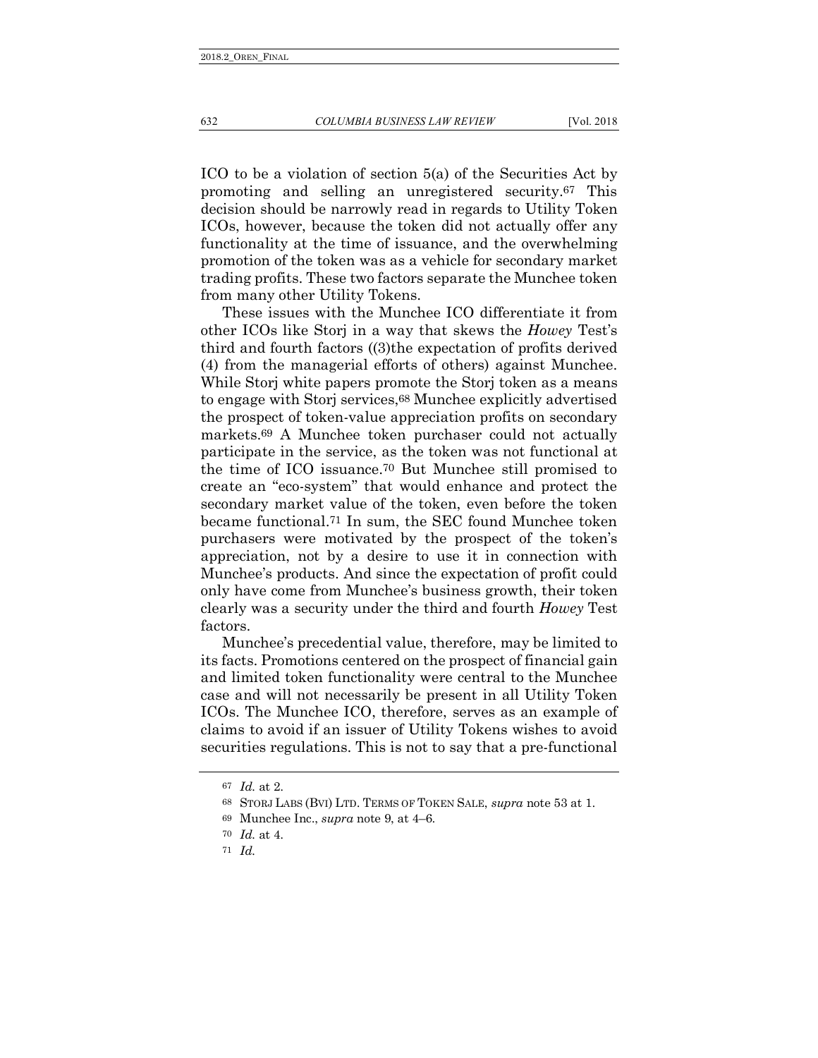ICO to be a violation of section 5(a) of the Securities Act by promoting and selling an unregistered security.[67] This decision should be narrowly read in regards to Utility Token ICOs, however, because the token did not actually offer any functionality at the time of issuance, and the overwhelming promotion of the token was as a vehicle for secondary market trading profits. These two factors separate the Munchee token from many other Utility Tokens.

These issues with the Munchee ICO differentiate it from other ICOs like Storj in a way that skews the *Howey* Test's third and fourth factors ((3)the expectation of profits derived (4) from the managerial efforts of others) against Munchee. While Storj white papers promote the Storj token as a means to engage with Storj services,[68] Munchee explicitly advertised the prospect of token-value appreciation profits on secondary markets.[69] A Munchee token purchaser could not actually participate in the service, as the token was not functional at the time of ICO issuance.[70] But Munchee still promised to create an "eco-system" that would enhance and protect the secondary market value of the token, even before the token became functional.[71] In sum, the SEC found Munchee token purchasers were motivated by the prospect of the token's appreciation, not by a desire to use it in connection with Munchee's products. And since the expectation of profit could only have come from Munchee's business growth, their token clearly was a security under the third and fourth *Howey* Test factors.

Munchee's precedential value, therefore, may be limited to its facts. Promotions centered on the prospect of financial gain and limited token functionality were central to the Munchee case and will not necessarily be present in all Utility Token ICOs. The Munchee ICO, therefore, serves as an example of claims to avoid if an issuer of Utility Tokens wishes to avoid securities regulations. This is not to say that a pre-functional

---

[67] *Id.* at 2.

[68] STORJ LABS (BVI) LTD. TERMS OF TOKEN SALE, *supra* note 53 at 1.

[69] Munchee Inc., *supra* note 9, at 4–6.

[70] *Id.* at 4.

[71] *Id.*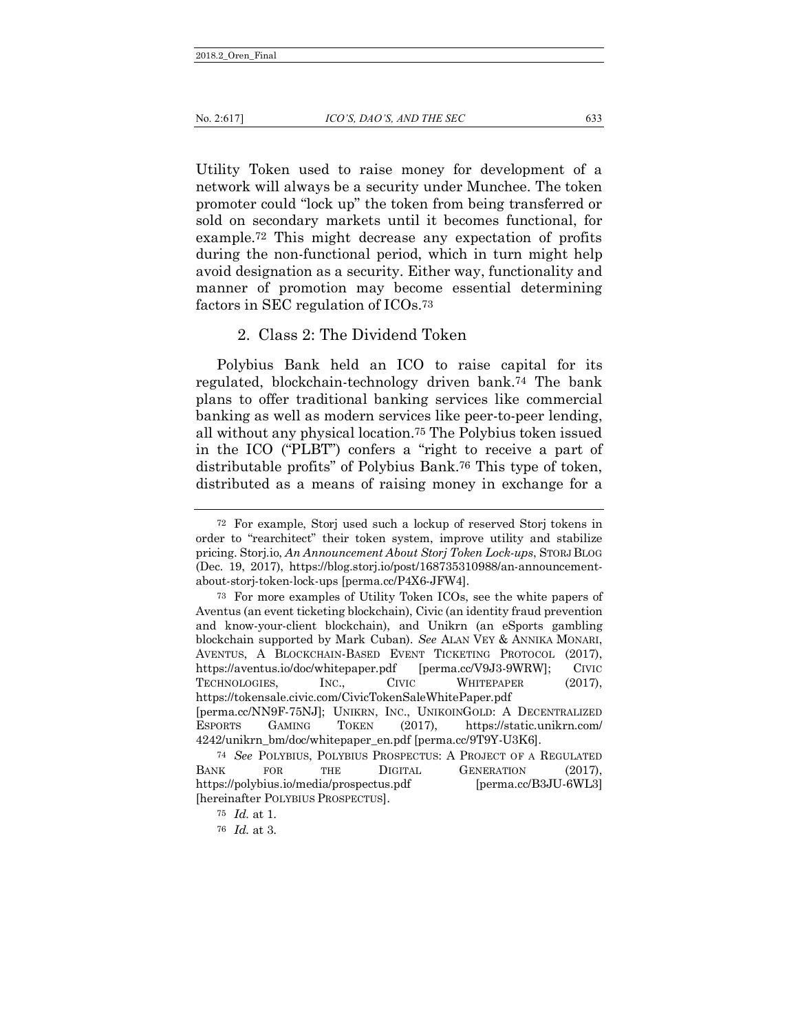Utility Token used to raise money for development of a network will always be a security under Munchee. The token promoter could "lock up" the token from being transferred or sold on secondary markets until it becomes functional, for example.[72] This might decrease any expectation of profits during the non-functional period, which in turn might help avoid designation as a security. Either way, functionality and manner of promotion may become essential determining factors in SEC regulation of ICOs.[73]

### 2. Class 2: The Dividend Token

Polybius Bank held an ICO to raise capital for its regulated, blockchain-technology driven bank.[74] The bank plans to offer traditional banking services like commercial banking as well as modern services like peer-to-peer lending, all without any physical location.[75] The Polybius token issued in the ICO ("PLBT") confers a "right to receive a part of distributable profits" of Polybius Bank.[76] This type of token, distributed as a means of raising money in exchange for a

---

[72] For example, Storj used such a lockup of reserved Storj tokens in order to "rearchitect" their token system, improve utility and stabilize pricing. Storj.io, *An Announcement About Storj Token Lock-ups*, STORJ BLOG (Dec. 19, 2017), https://blog.storj.io/post/168735310988/an-announcement-about-storj-token-lock-ups [perma.cc/P4X6-JFW4].

[73] For more examples of Utility Token ICOs, see the white papers of Aventus (an event ticketing blockchain), Civic (an identity fraud prevention and know-your-client blockchain), and Unikrn (an eSports gambling blockchain supported by Mark Cuban). *See* ALAN VEY & ANNIKA MONARI, AVENTUS, A BLOCKCHAIN-BASED EVENT TICKETING PROTOCOL (2017), https://aventus.io/doc/whitepaper.pdf [perma.cc/V9J3-9WRW]; CIVIC TECHNOLOGIES, INC., CIVIC WHITEPAPER (2017), https://tokensale.civic.com/CivicTokenSaleWhitePaper.pdf [perma.cc/NN9F-75NJ]; UNIKRN, INC., UNIKOINGOLD: A DECENTRALIZED ESPORTS GAMING TOKEN (2017), https://static.unikrn.com/4242/unikrn_bm/doc/whitepaper_en.pdf [perma.cc/9T9Y-U3K6].

[74] *See* POLYBIUS, POLYBIUS PROSPECTUS: A PROJECT OF A REGULATED BANK FOR THE DIGITAL GENERATION (2017), https://polybius.io/media/prospectus.pdf [perma.cc/B3JU-6WL3] [hereinafter POLYBIUS PROSPECTUS].

[75] *Id.* at 1.

[76] *Id.* at 3.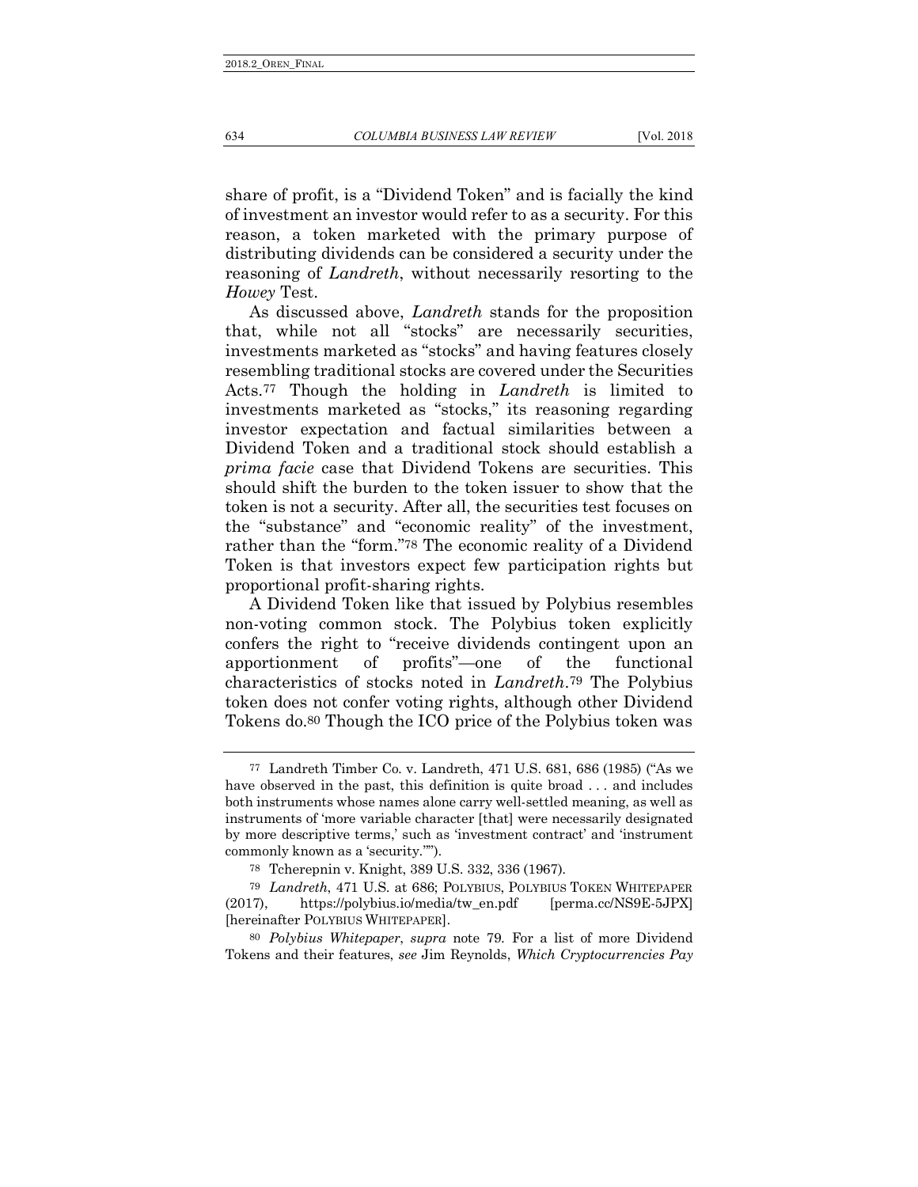share of profit, is a "Dividend Token" and is facially the kind of investment an investor would refer to as a security. For this reason, a token marketed with the primary purpose of distributing dividends can be considered a security under the reasoning of *Landreth*, without necessarily resorting to the *Howey* Test.

As discussed above, *Landreth* stands for the proposition that, while not all "stocks" are necessarily securities, investments marketed as "stocks" and having features closely resembling traditional stocks are covered under the Securities Acts.[77] Though the holding in *Landreth* is limited to investments marketed as "stocks," its reasoning regarding investor expectation and factual similarities between a Dividend Token and a traditional stock should establish a *prima facie* case that Dividend Tokens are securities. This should shift the burden to the token issuer to show that the token is not a security. After all, the securities test focuses on the "substance" and "economic reality" of the investment, rather than the "form."[78] The economic reality of a Dividend Token is that investors expect few participation rights but proportional profit-sharing rights.

A Dividend Token like that issued by Polybius resembles non-voting common stock. The Polybius token explicitly confers the right to "receive dividends contingent upon an apportionment of profits"—one of the functional characteristics of stocks noted in *Landreth*.[79] The Polybius token does not confer voting rights, although other Dividend Tokens do.[80] Though the ICO price of the Polybius token was

---

[77] Landreth Timber Co. v. Landreth, 471 U.S. 681, 686 (1985) ("As we have observed in the past, this definition is quite broad . . . and includes both instruments whose names alone carry well-settled meaning, as well as instruments of 'more variable character [that] were necessarily designated by more descriptive terms,' such as 'investment contract' and 'instrument commonly known as a 'security.''").

[78] Tcherepnin v. Knight, 389 U.S. 332, 336 (1967).

[79] *Landreth*, 471 U.S. at 686; POLYBIUS, POLYBIUS TOKEN WHITEPAPER (2017), https://polybius.io/media/tw_en.pdf [perma.cc/NS9E-5JPX] [hereinafter POLYBIUS WHITEPAPER].

[80] *Polybius Whitepaper*, *supra* note 79. For a list of more Dividend Tokens and their features, *see* Jim Reynolds, *Which Cryptocurrencies Pay*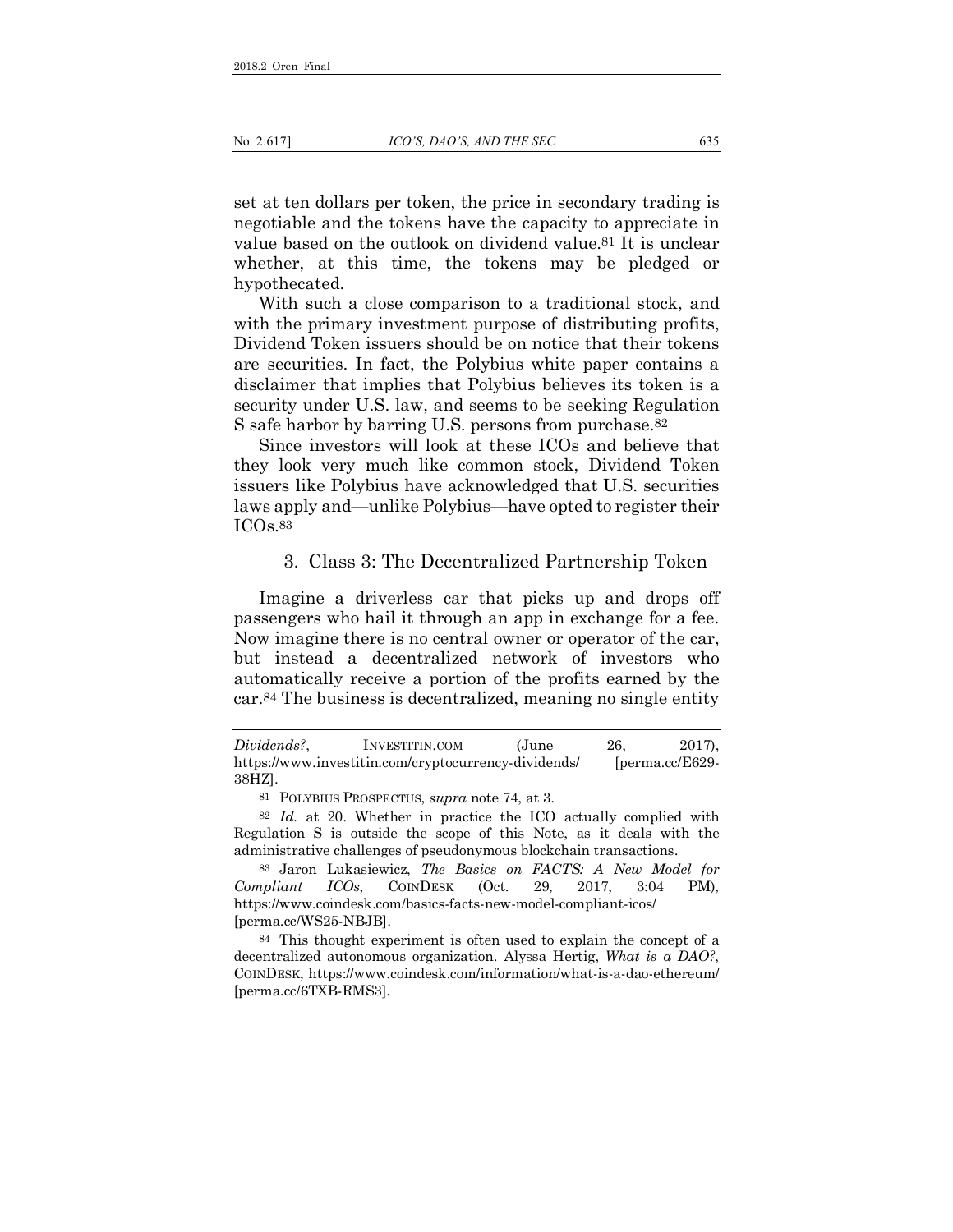set at ten dollars per token, the price in secondary trading is negotiable and the tokens have the capacity to appreciate in value based on the outlook on dividend value.[81] It is unclear whether, at this time, the tokens may be pledged or hypothecated.

With such a close comparison to a traditional stock, and with the primary investment purpose of distributing profits, Dividend Token issuers should be on notice that their tokens are securities. In fact, the Polybius white paper contains a disclaimer that implies that Polybius believes its token is a security under U.S. law, and seems to be seeking Regulation S safe harbor by barring U.S. persons from purchase.[82]

Since investors will look at these ICOs and believe that they look very much like common stock, Dividend Token issuers like Polybius have acknowledged that U.S. securities laws apply and—unlike Polybius—have opted to register their ICOs.[83]

### 3. Class 3: The Decentralized Partnership Token

Imagine a driverless car that picks up and drops off passengers who hail it through an app in exchange for a fee. Now imagine there is no central owner or operator of the car, but instead a decentralized network of investors who automatically receive a portion of the profits earned by the car.[84] The business is decentralized, meaning no single entity

---

*Dividends?*, INVESTITIN.COM (June 26, 2017), https://www.investitin.com/cryptocurrency-dividends/ [perma.cc/E629-38HZ].

[81] POLYBIUS PROSPECTUS, *supra* note 74, at 3.

[82] *Id.* at 20. Whether in practice the ICO actually complied with Regulation S is outside the scope of this Note, as it deals with the administrative challenges of pseudonymous blockchain transactions.

[83] Jaron Lukasiewicz, *The Basics on FACTS: A New Model for Compliant ICOs*, COINDESK (Oct. 29, 2017, 3:04 PM), https://www.coindesk.com/basics-facts-new-model-compliant-icos/ [perma.cc/WS25-NBJB].

[84] This thought experiment is often used to explain the concept of a decentralized autonomous organization. Alyssa Hertig, *What is a DAO?*, COINDESK, https://www.coindesk.com/information/what-is-a-dao-ethereum/ [perma.cc/6TXB-RMS3].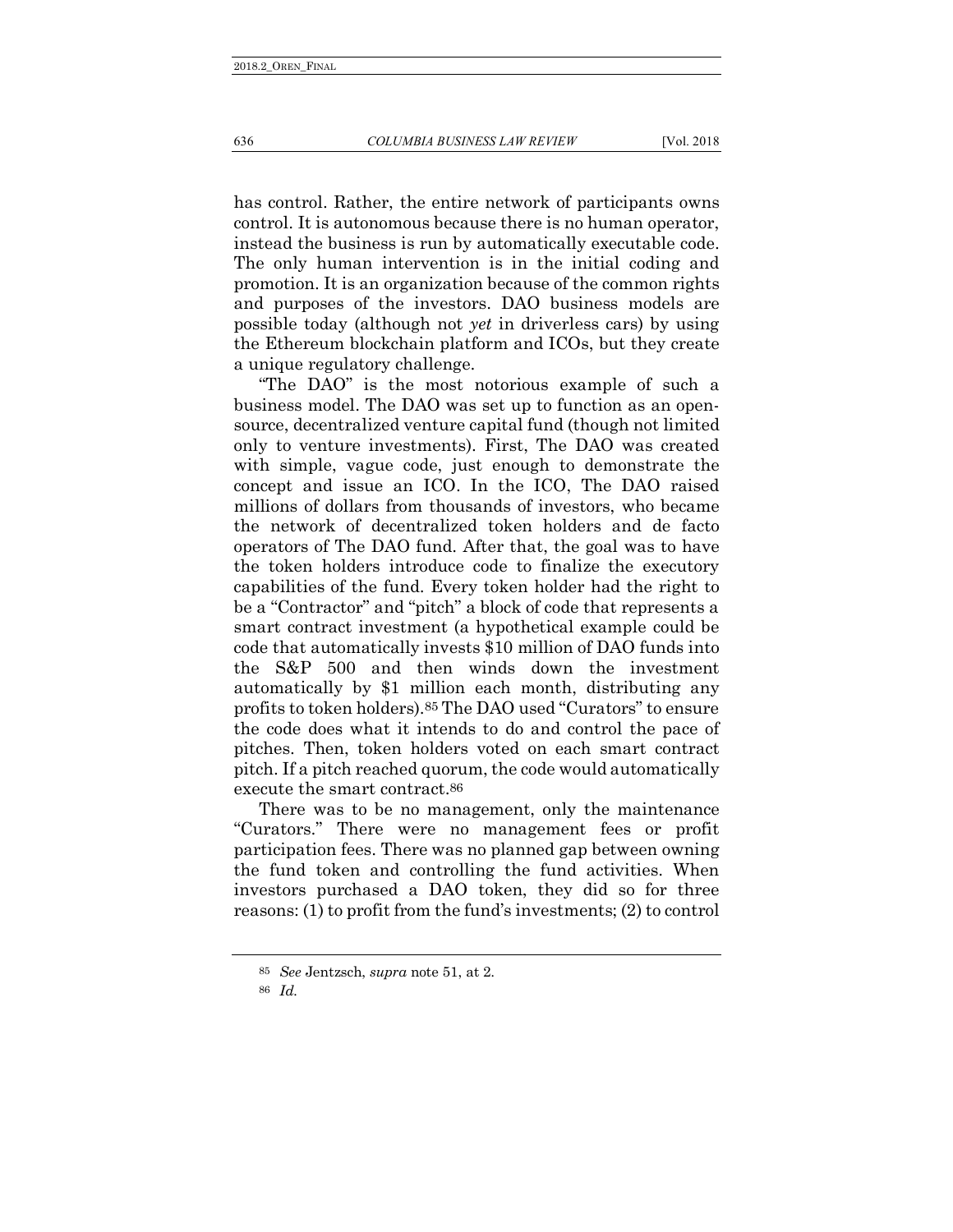has control. Rather, the entire network of participants owns control. It is autonomous because there is no human operator, instead the business is run by automatically executable code. The only human intervention is in the initial coding and promotion. It is an organization because of the common rights and purposes of the investors. DAO business models are possible today (although not *yet* in driverless cars) by using the Ethereum blockchain platform and ICOs, but they create a unique regulatory challenge.

"The DAO" is the most notorious example of such a business model. The DAO was set up to function as an open-source, decentralized venture capital fund (though not limited only to venture investments). First, The DAO was created with simple, vague code, just enough to demonstrate the concept and issue an ICO. In the ICO, The DAO raised millions of dollars from thousands of investors, who became the network of decentralized token holders and de facto operators of The DAO fund. After that, the goal was to have the token holders introduce code to finalize the executory capabilities of the fund. Every token holder had the right to be a "Contractor" and "pitch" a block of code that represents a smart contract investment (a hypothetical example could be code that automatically invests $10 million of DAO funds into the S&P 500 and then winds down the investment automatically by $1 million each month, distributing any profits to token holders).[85] The DAO used "Curators" to ensure the code does what it intends to do and control the pace of pitches. Then, token holders voted on each smart contract pitch. If a pitch reached quorum, the code would automatically execute the smart contract.[86]

There was to be no management, only the maintenance "Curators." There were no management fees or profit participation fees. There was no planned gap between owning the fund token and controlling the fund activities. When investors purchased a DAO token, they did so for three reasons: (1) to profit from the fund's investments; (2) to control

---

[85] *See* Jentzsch, *supra* note 51, at 2.

[86] *Id.*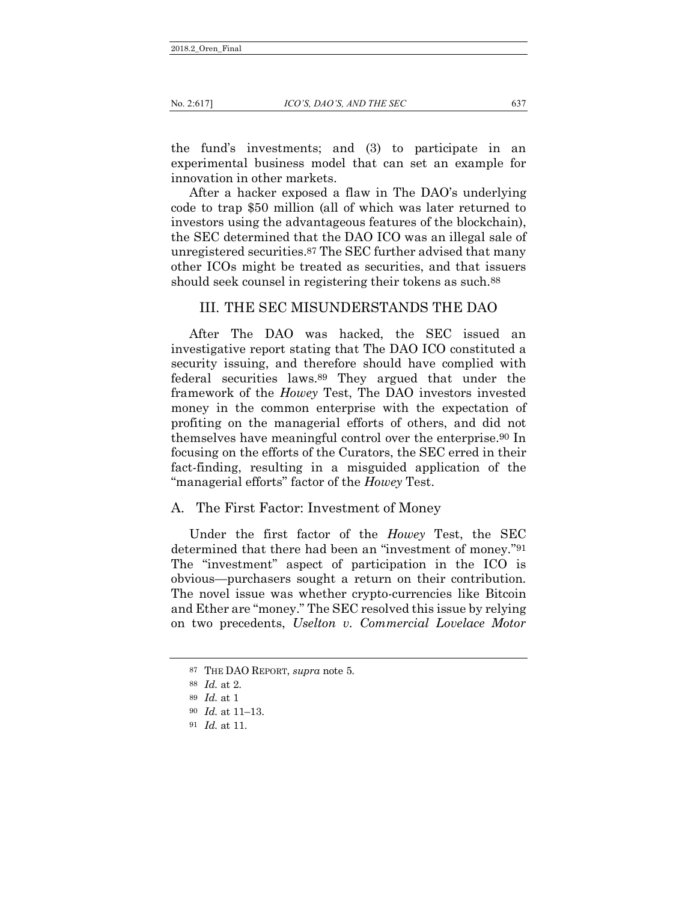the fund's investments; and (3) to participate in an experimental business model that can set an example for innovation in other markets.

After a hacker exposed a flaw in The DAO's underlying code to trap $50 million (all of which was later returned to investors using the advantageous features of the blockchain), the SEC determined that the DAO ICO was an illegal sale of unregistered securities.[87] The SEC further advised that many other ICOs might be treated as securities, and that issuers should seek counsel in registering their tokens as such.[88]

## III. THE SEC MISUNDERSTANDS THE DAO

After The DAO was hacked, the SEC issued an investigative report stating that The DAO ICO constituted a security issuing, and therefore should have complied with federal securities laws.[89] They argued that under the framework of the *Howey* Test, The DAO investors invested money in the common enterprise with the expectation of profiting on the managerial efforts of others, and did not themselves have meaningful control over the enterprise.[90] In focusing on the efforts of the Curators, the SEC erred in their fact-finding, resulting in a misguided application of the "managerial efforts" factor of the *Howey* Test.

### A. The First Factor: Investment of Money

Under the first factor of the *Howey* Test, the SEC determined that there had been an "investment of money."[91] The "investment" aspect of participation in the ICO is obvious—purchasers sought a return on their contribution. The novel issue was whether crypto-currencies like Bitcoin and Ether are "money." The SEC resolved this issue by relying on two precedents, *Uselton v. Commercial Lovelace Motor*

---

[87] THE DAO REPORT, *supra* note 5.

[88] *Id.* at 2.

[89] *Id.* at 1

[90] *Id.* at 11–13.

[91] *Id.* at 11.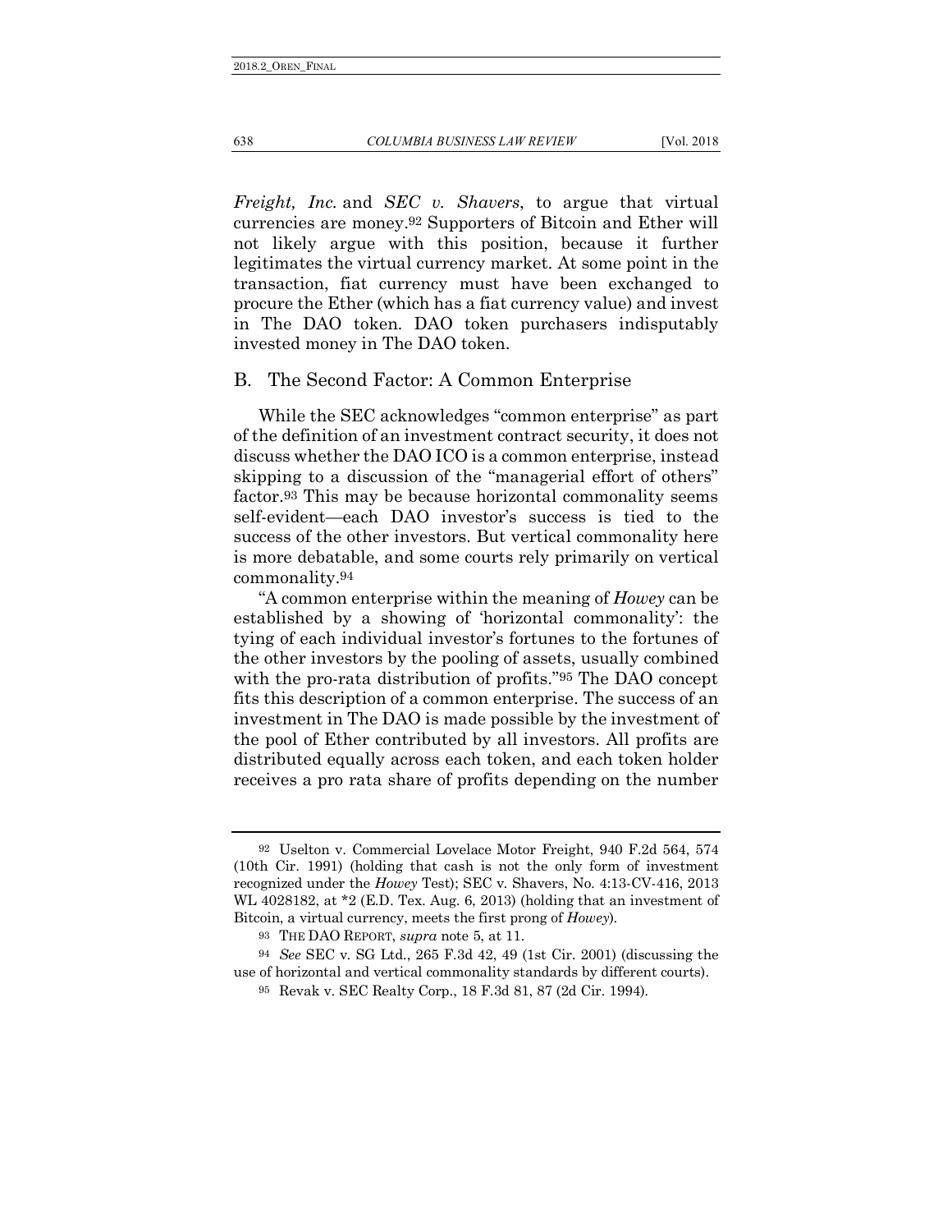*Freight, Inc.* and *SEC v. Shavers*, to argue that virtual currencies are money.[92] Supporters of Bitcoin and Ether will not likely argue with this position, because it further legitimates the virtual currency market. At some point in the transaction, fiat currency must have been exchanged to procure the Ether (which has a fiat currency value) and invest in The DAO token. DAO token purchasers indisputably invested money in The DAO token.

## B. The Second Factor: A Common Enterprise

While the SEC acknowledges "common enterprise" as part of the definition of an investment contract security, it does not discuss whether the DAO ICO is a common enterprise, instead skipping to a discussion of the "managerial effort of others" factor.[93] This may be because horizontal commonality seems self-evident—each DAO investor's success is tied to the success of the other investors. But vertical commonality here is more debatable, and some courts rely primarily on vertical commonality.[94]

"A common enterprise within the meaning of *Howey* can be established by a showing of 'horizontal commonality': the tying of each individual investor's fortunes to the fortunes of the other investors by the pooling of assets, usually combined with the pro-rata distribution of profits."[95] The DAO concept fits this description of a common enterprise. The success of an investment in The DAO is made possible by the investment of the pool of Ether contributed by all investors. All profits are distributed equally across each token, and each token holder receives a pro rata share of profits depending on the number

---

[92] Uselton v. Commercial Lovelace Motor Freight, 940 F.2d 564, 574 (10th Cir. 1991) (holding that cash is not the only form of investment recognized under the *Howey* Test); SEC v. Shavers, No. 4:13-CV-416, 2013 WL 4028182, at *2 (E.D. Tex. Aug. 6, 2013) (holding that an investment of Bitcoin, a virtual currency, meets the first prong of *Howey*).

[93] THE DAO REPORT, *supra* note 5, at 11.

[94] *See* SEC v. SG Ltd., 265 F.3d 42, 49 (1st Cir. 2001) (discussing the use of horizontal and vertical commonality standards by different courts).

[95] Revak v. SEC Realty Corp., 18 F.3d 81, 87 (2d Cir. 1994).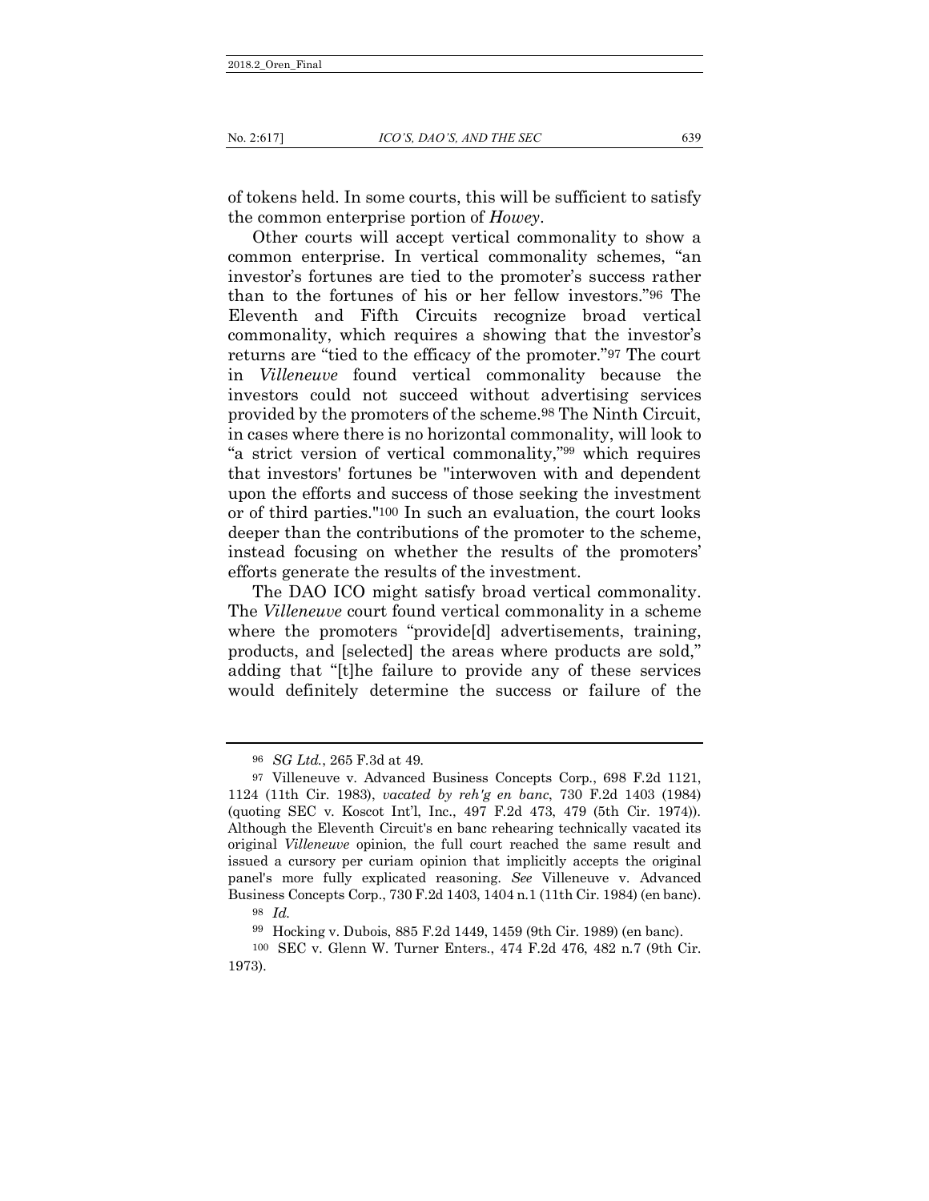of tokens held. In some courts, this will be sufficient to satisfy the common enterprise portion of *Howey*.

Other courts will accept vertical commonality to show a common enterprise. In vertical commonality schemes, "an investor's fortunes are tied to the promoter's success rather than to the fortunes of his or her fellow investors."[96] The Eleventh and Fifth Circuits recognize broad vertical commonality, which requires a showing that the investor's returns are "tied to the efficacy of the promoter."[97] The court in *Villeneuve* found vertical commonality because the investors could not succeed without advertising services provided by the promoters of the scheme.[98] The Ninth Circuit, in cases where there is no horizontal commonality, will look to "a strict version of vertical commonality,"[99] which requires that investors' fortunes be "interwoven with and dependent upon the efforts and success of those seeking the investment or of third parties."[100] In such an evaluation, the court looks deeper than the contributions of the promoter to the scheme, instead focusing on whether the results of the promoters' efforts generate the results of the investment.

The DAO ICO might satisfy broad vertical commonality. The *Villeneuve* court found vertical commonality in a scheme where the promoters "provide[d] advertisements, training, products, and [selected] the areas where products are sold," adding that "[t]he failure to provide any of these services would definitely determine the success or failure of the

---

[96] *SG Ltd.*, 265 F.3d at 49.

[97] Villeneuve v. Advanced Business Concepts Corp., 698 F.2d 1121, 1124 (11th Cir. 1983), *vacated by reh'g en banc*, 730 F.2d 1403 (1984) (quoting SEC v. Koscot Int'l, Inc., 497 F.2d 473, 479 (5th Cir. 1974)). Although the Eleventh Circuit's en banc rehearing technically vacated its original *Villeneuve* opinion, the full court reached the same result and issued a cursory per curiam opinion that implicitly accepts the original panel's more fully explicated reasoning. *See* Villeneuve v. Advanced Business Concepts Corp., 730 F.2d 1403, 1404 n.1 (11th Cir. 1984) (en banc).

[98] *Id.*

[99] Hocking v. Dubois, 885 F.2d 1449, 1459 (9th Cir. 1989) (en banc).

[100] SEC v. Glenn W. Turner Enters., 474 F.2d 476, 482 n.7 (9th Cir. 1973).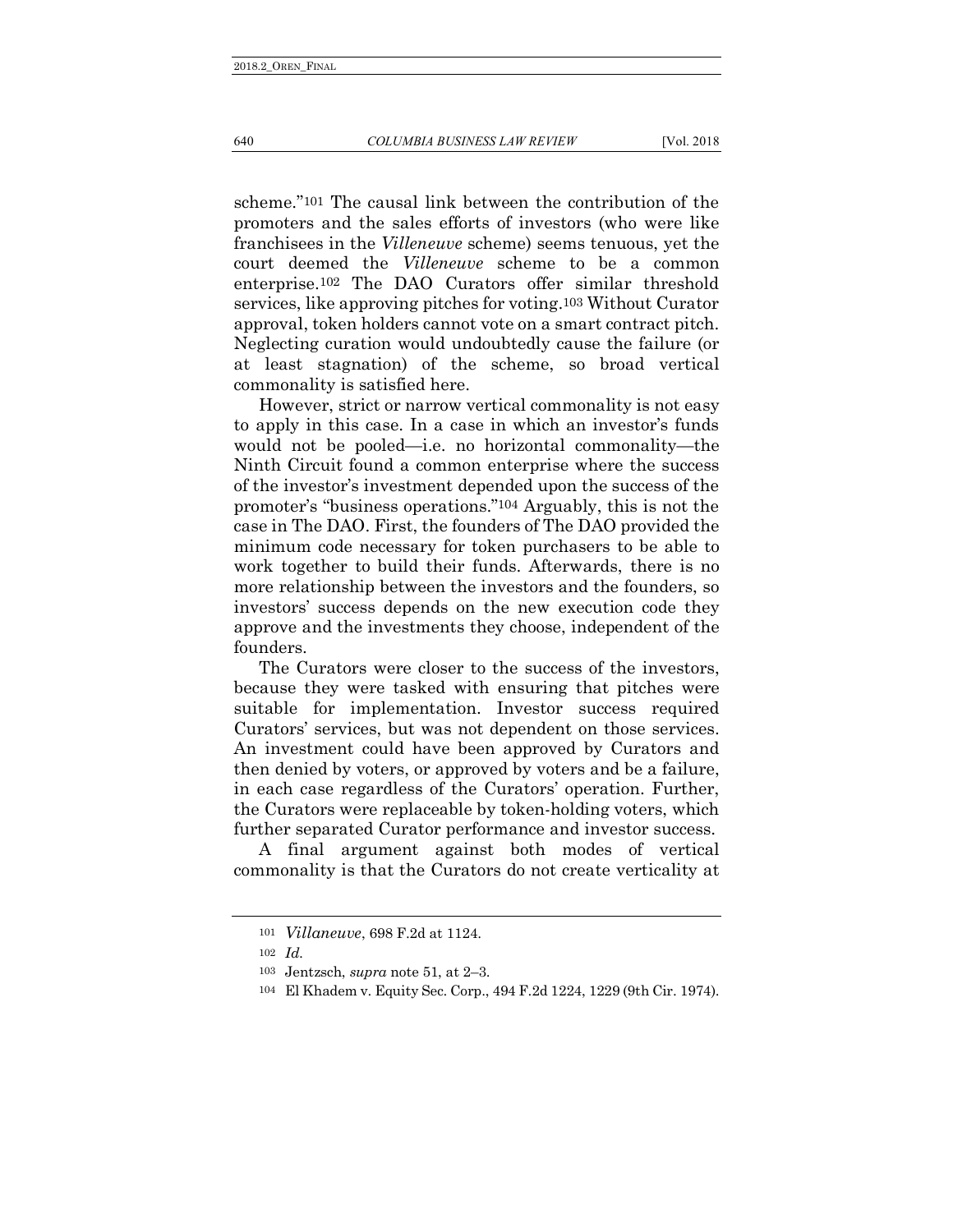scheme."[101] The causal link between the contribution of the promoters and the sales efforts of investors (who were like franchisees in the *Villeneuve* scheme) seems tenuous, yet the court deemed the *Villeneuve* scheme to be a common enterprise.[102] The DAO Curators offer similar threshold services, like approving pitches for voting.[103] Without Curator approval, token holders cannot vote on a smart contract pitch. Neglecting curation would undoubtedly cause the failure (or at least stagnation) of the scheme, so broad vertical commonality is satisfied here.

However, strict or narrow vertical commonality is not easy to apply in this case. In a case in which an investor's funds would not be pooled—i.e. no horizontal commonality—the Ninth Circuit found a common enterprise where the success of the investor's investment depended upon the success of the promoter's "business operations."[104] Arguably, this is not the case in The DAO. First, the founders of The DAO provided the minimum code necessary for token purchasers to be able to work together to build their funds. Afterwards, there is no more relationship between the investors and the founders, so investors' success depends on the new execution code they approve and the investments they choose, independent of the founders.

The Curators were closer to the success of the investors, because they were tasked with ensuring that pitches were suitable for implementation. Investor success required Curators' services, but was not dependent on those services. An investment could have been approved by Curators and then denied by voters, or approved by voters and be a failure, in each case regardless of the Curators' operation. Further, the Curators were replaceable by token-holding voters, which further separated Curator performance and investor success.

A final argument against both modes of vertical commonality is that the Curators do not create verticality at

---

[101] *Villaneuve*, 698 F.2d at 1124.

[102] *Id.*

[103] Jentzsch, *supra* note 51, at 2–3.

[104] El Khadem v. Equity Sec. Corp., 494 F.2d 1224, 1229 (9th Cir. 1974).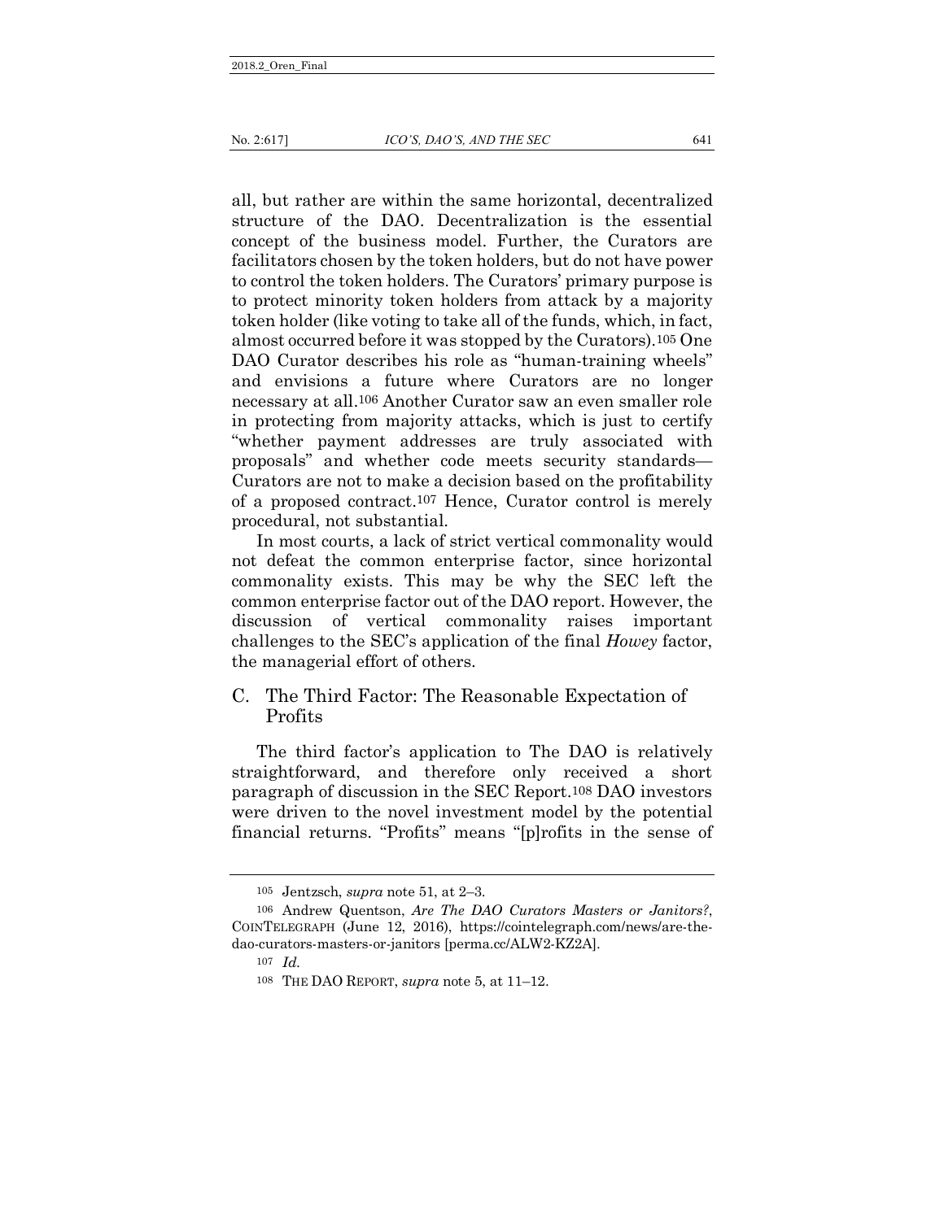all, but rather are within the same horizontal, decentralized structure of the DAO. Decentralization is the essential concept of the business model. Further, the Curators are facilitators chosen by the token holders, but do not have power to control the token holders. The Curators' primary purpose is to protect minority token holders from attack by a majority token holder (like voting to take all of the funds, which, in fact, almost occurred before it was stopped by the Curators).[105] One DAO Curator describes his role as "human-training wheels" and envisions a future where Curators are no longer necessary at all.[106] Another Curator saw an even smaller role in protecting from majority attacks, which is just to certify "whether payment addresses are truly associated with proposals" and whether code meets security standards—Curators are not to make a decision based on the profitability of a proposed contract.[107] Hence, Curator control is merely procedural, not substantial.

In most courts, a lack of strict vertical commonality would not defeat the common enterprise factor, since horizontal commonality exists. This may be why the SEC left the common enterprise factor out of the DAO report. However, the discussion of vertical commonality raises important challenges to the SEC's application of the final *Howey* factor, the managerial effort of others.

## C. The Third Factor: The Reasonable Expectation of Profits

The third factor's application to The DAO is relatively straightforward, and therefore only received a short paragraph of discussion in the SEC Report.[108] DAO investors were driven to the novel investment model by the potential financial returns. "Profits" means "[p]rofits in the sense of

---

105 Jentzsch, *supra* note 51, at 2–3.

106 Andrew Quentson, *Are The DAO Curators Masters or Janitors?*, COINTELEGRAPH (June 12, 2016), https://cointelegraph.com/news/are-the-dao-curators-masters-or-janitors [perma.cc/ALW2-KZ2A].

107 *Id.*

108 THE DAO REPORT, *supra* note 5, at 11–12.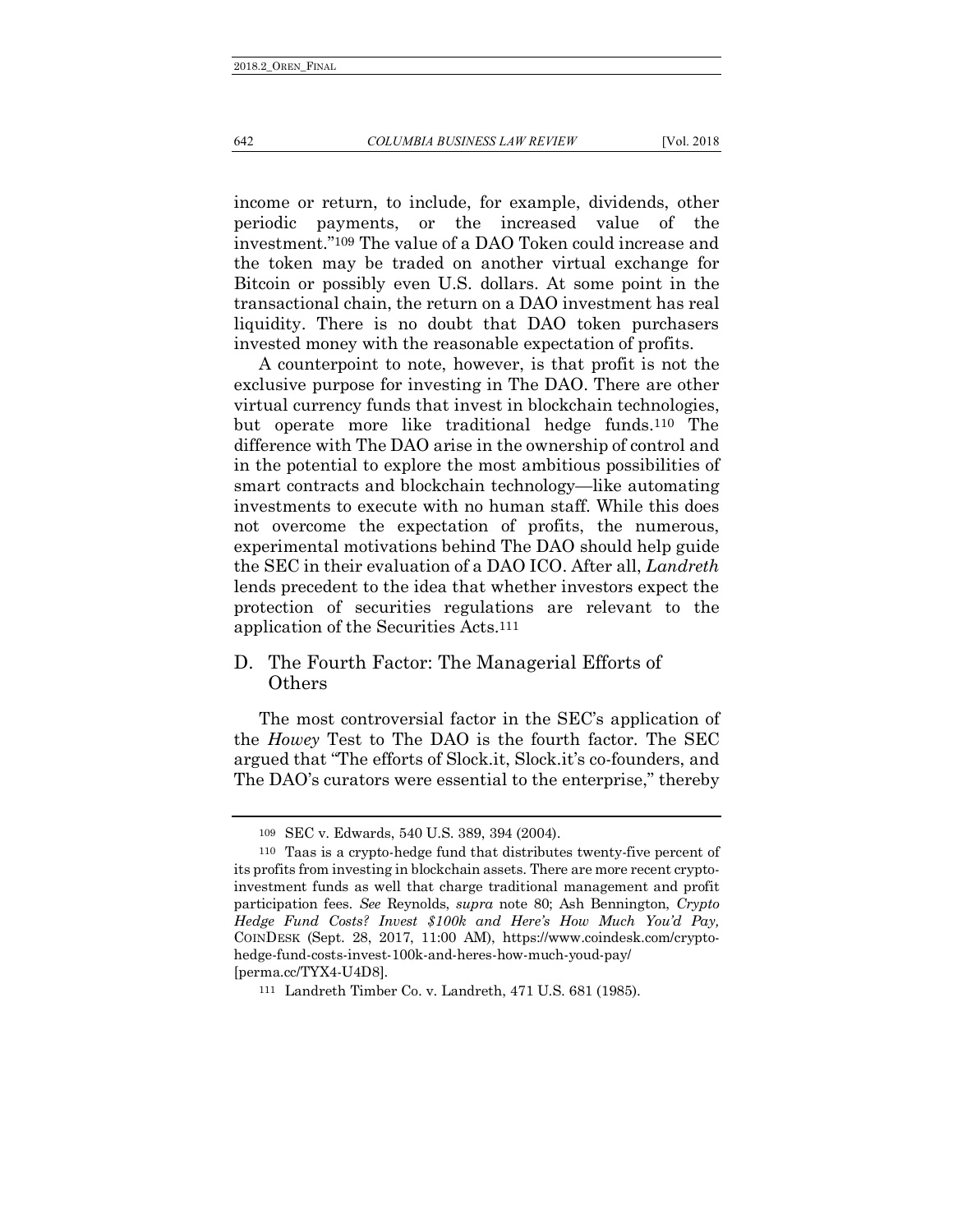income or return, to include, for example, dividends, other periodic payments, or the increased value of the investment."[109] The value of a DAO Token could increase and the token may be traded on another virtual exchange for Bitcoin or possibly even U.S. dollars. At some point in the transactional chain, the return on a DAO investment has real liquidity. There is no doubt that DAO token purchasers invested money with the reasonable expectation of profits.

A counterpoint to note, however, is that profit is not the exclusive purpose for investing in The DAO. There are other virtual currency funds that invest in blockchain technologies, but operate more like traditional hedge funds.[110] The difference with The DAO arise in the ownership of control and in the potential to explore the most ambitious possibilities of smart contracts and blockchain technology—like automating investments to execute with no human staff. While this does not overcome the expectation of profits, the numerous, experimental motivations behind The DAO should help guide the SEC in their evaluation of a DAO ICO. After all, *Landreth* lends precedent to the idea that whether investors expect the protection of securities regulations are relevant to the application of the Securities Acts.[111]

## D. The Fourth Factor: The Managerial Efforts of Others

The most controversial factor in the SEC's application of the *Howey* Test to The DAO is the fourth factor. The SEC argued that "The efforts of Slock.it, Slock.it's co-founders, and The DAO's curators were essential to the enterprise," thereby

---

[109] SEC v. Edwards, 540 U.S. 389, 394 (2004).

[110] Taas is a crypto-hedge fund that distributes twenty-five percent of its profits from investing in blockchain assets. There are more recent crypto-investment funds as well that charge traditional management and profit participation fees. *See* Reynolds, *supra* note 80; Ash Bennington, *Crypto Hedge Fund Costs? Invest $100k and Here's How Much You'd Pay,* COINDESK (Sept. 28, 2017, 11:00 AM), https://www.coindesk.com/crypto-hedge-fund-costs-invest-100k-and-heres-how-much-youd-pay/ [perma.cc/TYX4-U4D8].

[111] Landreth Timber Co. v. Landreth, 471 U.S. 681 (1985).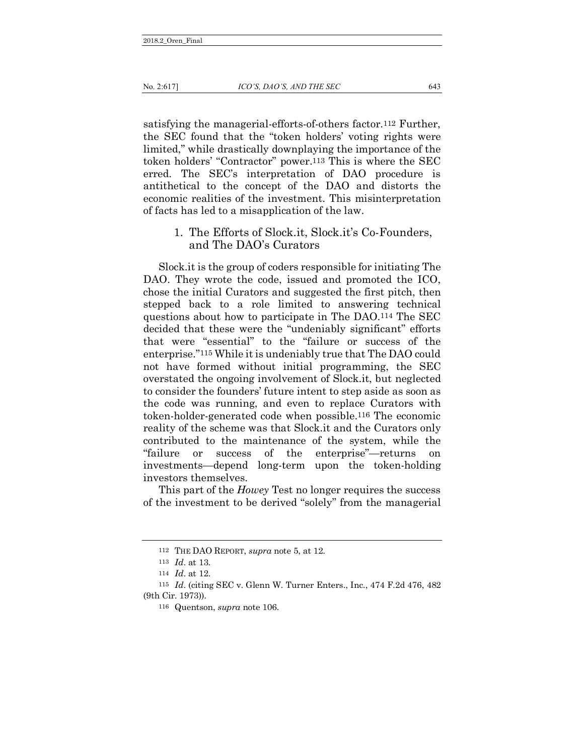satisfying the managerial-efforts-of-others factor.[112] Further, the SEC found that the "token holders' voting rights were limited," while drastically downplaying the importance of the token holders' "Contractor" power.[113] This is where the SEC erred. The SEC's interpretation of DAO procedure is antithetical to the concept of the DAO and distorts the economic realities of the investment. This misinterpretation of facts has led to a misapplication of the law.

### 1. The Efforts of Slock.it, Slock.it's Co-Founders, and The DAO's Curators

Slock.it is the group of coders responsible for initiating The DAO. They wrote the code, issued and promoted the ICO, chose the initial Curators and suggested the first pitch, then stepped back to a role limited to answering technical questions about how to participate in The DAO.[114] The SEC decided that these were the "undeniably significant" efforts that were "essential" to the "failure or success of the enterprise."[115] While it is undeniably true that The DAO could not have formed without initial programming, the SEC overstated the ongoing involvement of Slock.it, but neglected to consider the founders' future intent to step aside as soon as the code was running, and even to replace Curators with token-holder-generated code when possible.[116] The economic reality of the scheme was that Slock.it and the Curators only contributed to the maintenance of the system, while the "failure or success of the enterprise"—returns on investments—depend long-term upon the token-holding investors themselves.

This part of the *Howey* Test no longer requires the success of the investment to be derived "solely" from the managerial

---

[112] THE DAO REPORT, *supra* note 5, at 12.

[113] *Id*. at 13.

[114] *Id*. at 12.

[115] *Id*. (citing SEC v. Glenn W. Turner Enters., Inc., 474 F.2d 476, 482 (9th Cir. 1973)).

[116] Quentson, *supra* note 106.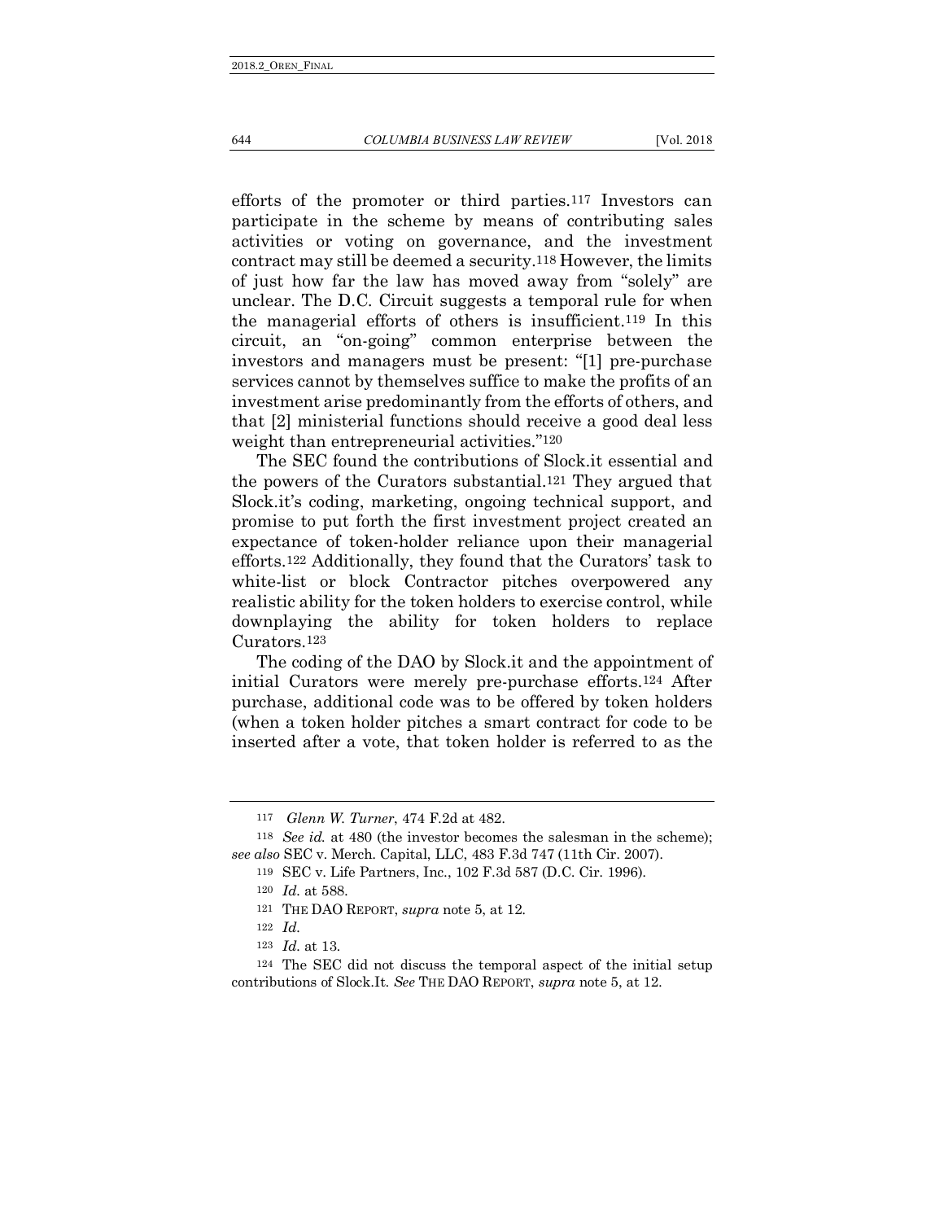efforts of the promoter or third parties.[117] Investors can participate in the scheme by means of contributing sales activities or voting on governance, and the investment contract may still be deemed a security.[118] However, the limits of just how far the law has moved away from "solely" are unclear. The D.C. Circuit suggests a temporal rule for when the managerial efforts of others is insufficient.[119] In this circuit, an "on-going" common enterprise between the investors and managers must be present: "[1] pre-purchase services cannot by themselves suffice to make the profits of an investment arise predominantly from the efforts of others, and that [2] ministerial functions should receive a good deal less weight than entrepreneurial activities."[120]

The SEC found the contributions of Slock.it essential and the powers of the Curators substantial.[121] They argued that Slock.it's coding, marketing, ongoing technical support, and promise to put forth the first investment project created an expectance of token-holder reliance upon their managerial efforts.[122] Additionally, they found that the Curators' task to white-list or block Contractor pitches overpowered any realistic ability for the token holders to exercise control, while downplaying the ability for token holders to replace Curators.[123]

The coding of the DAO by Slock.it and the appointment of initial Curators were merely pre-purchase efforts.[124] After purchase, additional code was to be offered by token holders (when a token holder pitches a smart contract for code to be inserted after a vote, that token holder is referred to as the

---

[117] *Glenn W. Turner*, 474 F.2d at 482.

[118] *See id.* at 480 (the investor becomes the salesman in the scheme); *see also* SEC v. Merch. Capital, LLC, 483 F.3d 747 (11th Cir. 2007).

[119] SEC v. Life Partners, Inc., 102 F.3d 587 (D.C. Cir. 1996).

[120] *Id.* at 588.

[121] THE DAO REPORT, *supra* note 5, at 12.

[122] *Id.*

[123] *Id.* at 13.

[124] The SEC did not discuss the temporal aspect of the initial setup contributions of Slock.It. *See* THE DAO REPORT, *supra* note 5, at 12.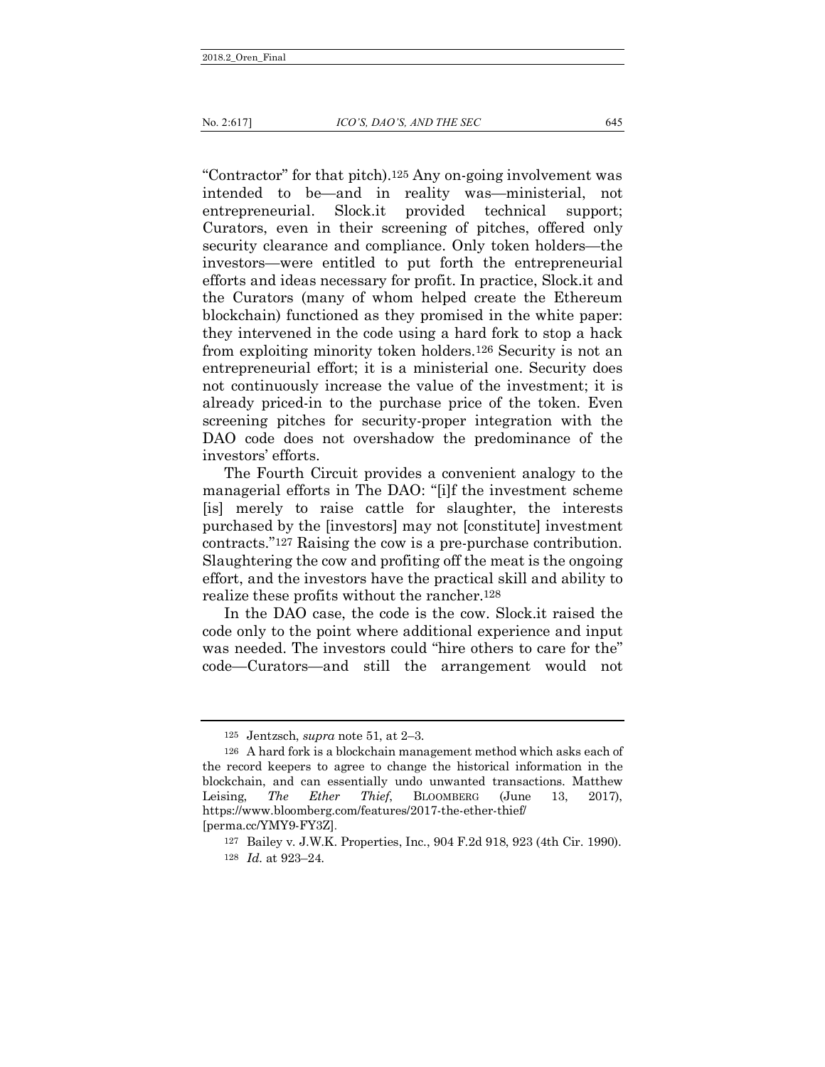"Contractor" for that pitch).[125] Any on-going involvement was intended to be—and in reality was—ministerial, not entrepreneurial. Slock.it provided technical support; Curators, even in their screening of pitches, offered only security clearance and compliance. Only token holders—the investors—were entitled to put forth the entrepreneurial efforts and ideas necessary for profit. In practice, Slock.it and the Curators (many of whom helped create the Ethereum blockchain) functioned as they promised in the white paper: they intervened in the code using a hard fork to stop a hack from exploiting minority token holders.[126] Security is not an entrepreneurial effort; it is a ministerial one. Security does not continuously increase the value of the investment; it is already priced-in to the purchase price of the token. Even screening pitches for security-proper integration with the DAO code does not overshadow the predominance of the investors' efforts.

The Fourth Circuit provides a convenient analogy to the managerial efforts in The DAO: "[i]f the investment scheme [is] merely to raise cattle for slaughter, the interests purchased by the [investors] may not [constitute] investment contracts."[127] Raising the cow is a pre-purchase contribution. Slaughtering the cow and profiting off the meat is the ongoing effort, and the investors have the practical skill and ability to realize these profits without the rancher.[128]

In the DAO case, the code is the cow. Slock.it raised the code only to the point where additional experience and input was needed. The investors could "hire others to care for the" code—Curators—and still the arrangement would not

---

[125] Jentzsch, *supra* note 51, at 2–3.

[126] A hard fork is a blockchain management method which asks each of the record keepers to agree to change the historical information in the blockchain, and can essentially undo unwanted transactions. Matthew Leising, *The Ether Thief*, BLOOMBERG (June 13, 2017), https://www.bloomberg.com/features/2017-the-ether-thief/ [perma.cc/YMY9-FY3Z].

[127] Bailey v. J.W.K. Properties, Inc., 904 F.2d 918, 923 (4th Cir. 1990).

[128] *Id.* at 923–24.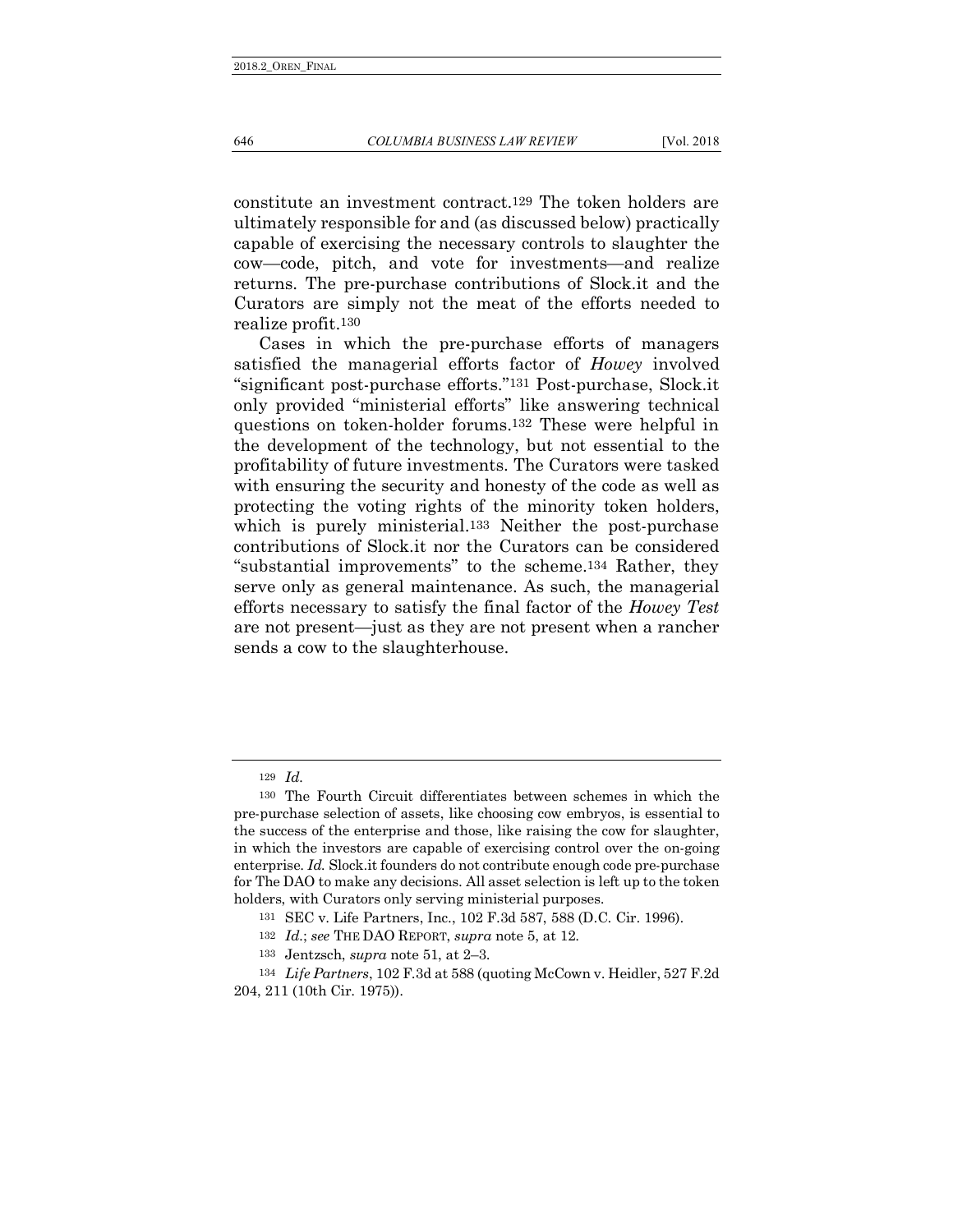constitute an investment contract.[129] The token holders are ultimately responsible for and (as discussed below) practically capable of exercising the necessary controls to slaughter the cow—code, pitch, and vote for investments—and realize returns. The pre-purchase contributions of Slock.it and the Curators are simply not the meat of the efforts needed to realize profit.[130]

Cases in which the pre-purchase efforts of managers satisfied the managerial efforts factor of *Howey* involved "significant post-purchase efforts."[131] Post-purchase, Slock.it only provided "ministerial efforts" like answering technical questions on token-holder forums.[132] These were helpful in the development of the technology, but not essential to the profitability of future investments. The Curators were tasked with ensuring the security and honesty of the code as well as protecting the voting rights of the minority token holders, which is purely ministerial.[133] Neither the post-purchase contributions of Slock.it nor the Curators can be considered "substantial improvements" to the scheme.[134] Rather, they serve only as general maintenance. As such, the managerial efforts necessary to satisfy the final factor of the *Howey Test* are not present—just as they are not present when a rancher sends a cow to the slaughterhouse.

---

[129] *Id.*

[130] The Fourth Circuit differentiates between schemes in which the pre-purchase selection of assets, like choosing cow embryos, is essential to the success of the enterprise and those, like raising the cow for slaughter, in which the investors are capable of exercising control over the on-going enterprise. *Id.* Slock.it founders do not contribute enough code pre-purchase for The DAO to make any decisions. All asset selection is left up to the token holders, with Curators only serving ministerial purposes.

[131] SEC v. Life Partners, Inc., 102 F.3d 587, 588 (D.C. Cir. 1996).

[132] *Id.*; *see* THE DAO REPORT, *supra* note 5, at 12.

[133] Jentzsch, *supra* note 51, at 2–3.

[134] *Life Partners*, 102 F.3d at 588 (quoting McCown v. Heidler, 527 F.2d 204, 211 (10th Cir. 1975)).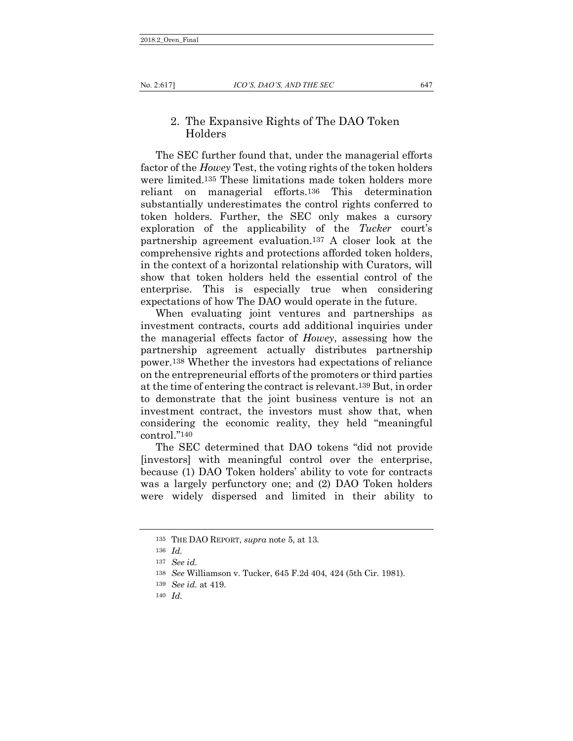### 2. The Expansive Rights of The DAO Token Holders

The SEC further found that, under the managerial efforts factor of the *Howey* Test, the voting rights of the token holders were limited.[135] These limitations made token holders more reliant on managerial efforts.[136] This determination substantially underestimates the control rights conferred to token holders. Further, the SEC only makes a cursory exploration of the applicability of the *Tucker* court's partnership agreement evaluation.[137] A closer look at the comprehensive rights and protections afforded token holders, in the context of a horizontal relationship with Curators, will show that token holders held the essential control of the enterprise. This is especially true when considering expectations of how The DAO would operate in the future.

When evaluating joint ventures and partnerships as investment contracts, courts add additional inquiries under the managerial effects factor of *Howey*, assessing how the partnership agreement actually distributes partnership power.[138] Whether the investors had expectations of reliance on the entrepreneurial efforts of the promoters or third parties at the time of entering the contract is relevant.[139] But, in order to demonstrate that the joint business venture is not an investment contract, the investors must show that, when considering the economic reality, they held "meaningful control."[140]

The SEC determined that DAO tokens "did not provide [investors] with meaningful control over the enterprise, because (1) DAO Token holders' ability to vote for contracts was a largely perfunctory one; and (2) DAO Token holders were widely dispersed and limited in their ability to

---

135 THE DAO REPORT, *supra* note 5, at 13.

136 *Id.*

137 *See id.*

138 *See* Williamson v. Tucker, 645 F.2d 404, 424 (5th Cir. 1981).

139 *See id.* at 419.

140 *Id.*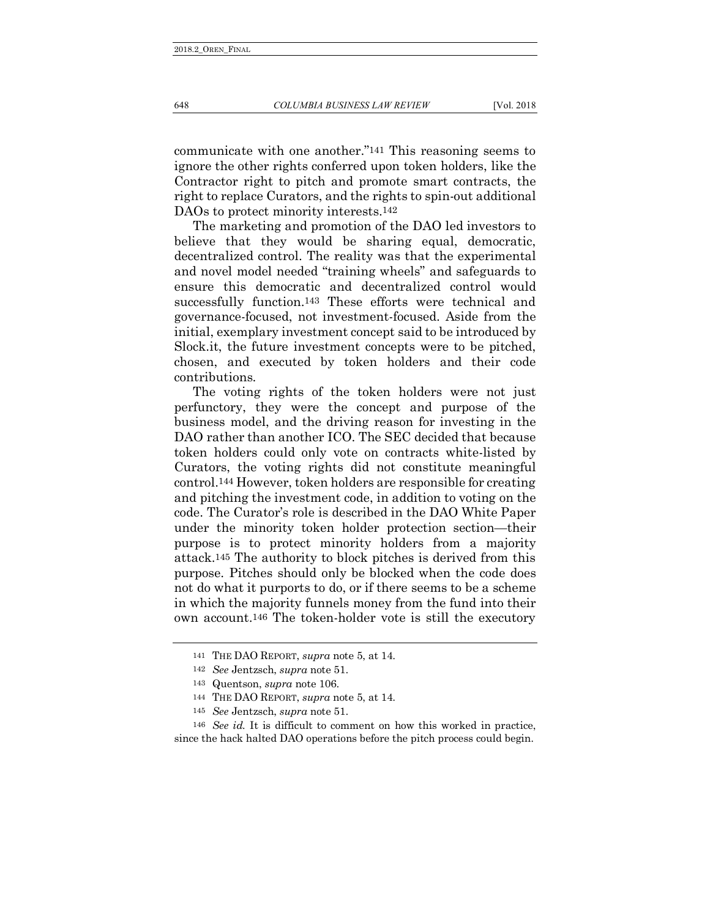communicate with one another."[141] This reasoning seems to ignore the other rights conferred upon token holders, like the Contractor right to pitch and promote smart contracts, the right to replace Curators, and the rights to spin-out additional DAOs to protect minority interests.[142]

The marketing and promotion of the DAO led investors to believe that they would be sharing equal, democratic, decentralized control. The reality was that the experimental and novel model needed "training wheels" and safeguards to ensure this democratic and decentralized control would successfully function.[143] These efforts were technical and governance-focused, not investment-focused. Aside from the initial, exemplary investment concept said to be introduced by Slock.it, the future investment concepts were to be pitched, chosen, and executed by token holders and their code contributions.

The voting rights of the token holders were not just perfunctory, they were the concept and purpose of the business model, and the driving reason for investing in the DAO rather than another ICO. The SEC decided that because token holders could only vote on contracts white-listed by Curators, the voting rights did not constitute meaningful control.[144] However, token holders are responsible for creating and pitching the investment code, in addition to voting on the code. The Curator's role is described in the DAO White Paper under the minority token holder protection section—their purpose is to protect minority holders from a majority attack.[145] The authority to block pitches is derived from this purpose. Pitches should only be blocked when the code does not do what it purports to do, or if there seems to be a scheme in which the majority funnels money from the fund into their own account.[146] The token-holder vote is still the executory

---

141 THE DAO REPORT, *supra* note 5, at 14.

142 *See* Jentzsch, *supra* note 51.

143 Quentson, *supra* note 106.

144 THE DAO REPORT, *supra* note 5, at 14.

145 *See* Jentzsch, *supra* note 51.

146 *See id.* It is difficult to comment on how this worked in practice, since the hack halted DAO operations before the pitch process could begin.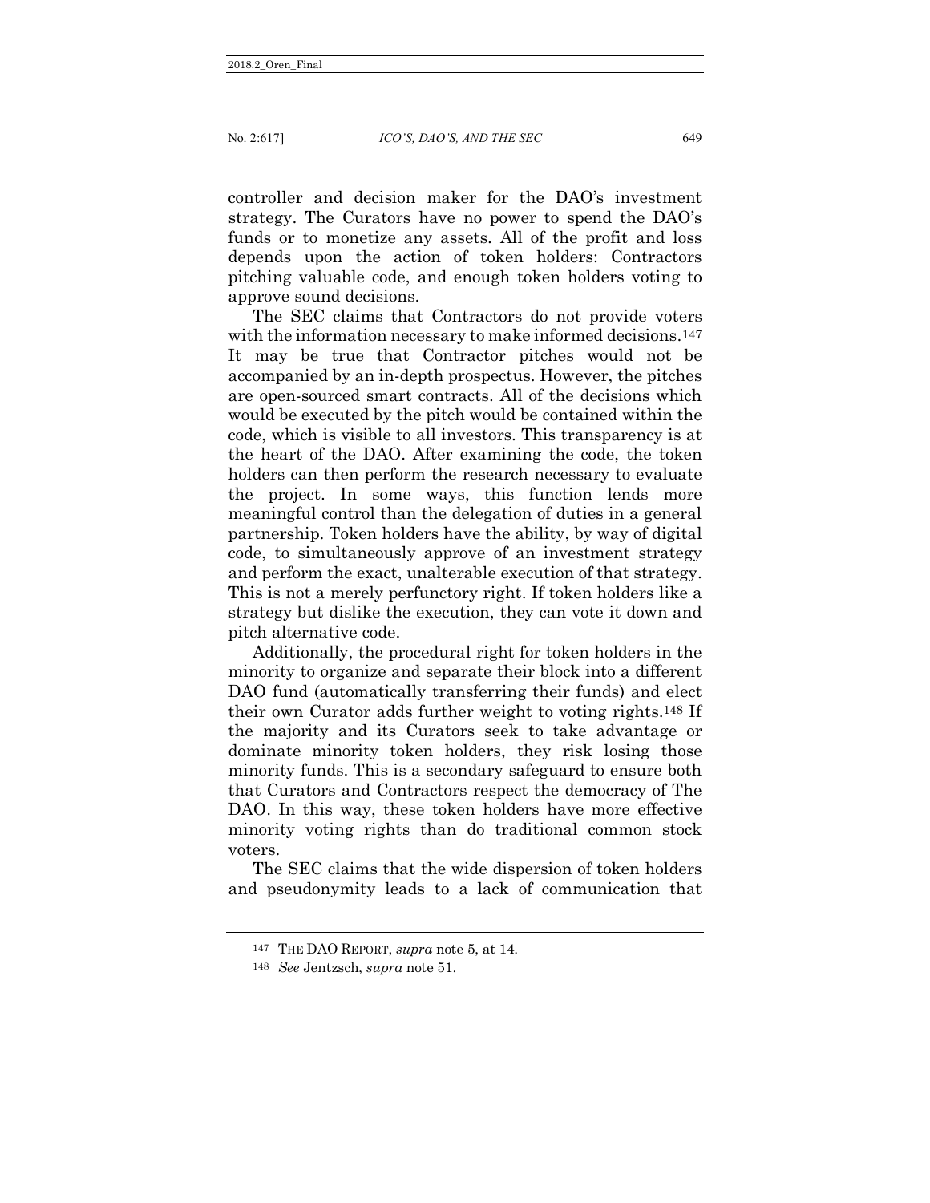controller and decision maker for the DAO's investment strategy. The Curators have no power to spend the DAO's funds or to monetize any assets. All of the profit and loss depends upon the action of token holders: Contractors pitching valuable code, and enough token holders voting to approve sound decisions.

The SEC claims that Contractors do not provide voters with the information necessary to make informed decisions.[147] It may be true that Contractor pitches would not be accompanied by an in-depth prospectus. However, the pitches are open-sourced smart contracts. All of the decisions which would be executed by the pitch would be contained within the code, which is visible to all investors. This transparency is at the heart of the DAO. After examining the code, the token holders can then perform the research necessary to evaluate the project. In some ways, this function lends more meaningful control than the delegation of duties in a general partnership. Token holders have the ability, by way of digital code, to simultaneously approve of an investment strategy and perform the exact, unalterable execution of that strategy. This is not a merely perfunctory right. If token holders like a strategy but dislike the execution, they can vote it down and pitch alternative code.

Additionally, the procedural right for token holders in the minority to organize and separate their block into a different DAO fund (automatically transferring their funds) and elect their own Curator adds further weight to voting rights.[148] If the majority and its Curators seek to take advantage or dominate minority token holders, they risk losing those minority funds. This is a secondary safeguard to ensure both that Curators and Contractors respect the democracy of The DAO. In this way, these token holders have more effective minority voting rights than do traditional common stock voters.

The SEC claims that the wide dispersion of token holders and pseudonymity leads to a lack of communication that

---

[147] THE DAO REPORT, *supra* note 5, at 14.

[148] *See* Jentzsch, *supra* note 51.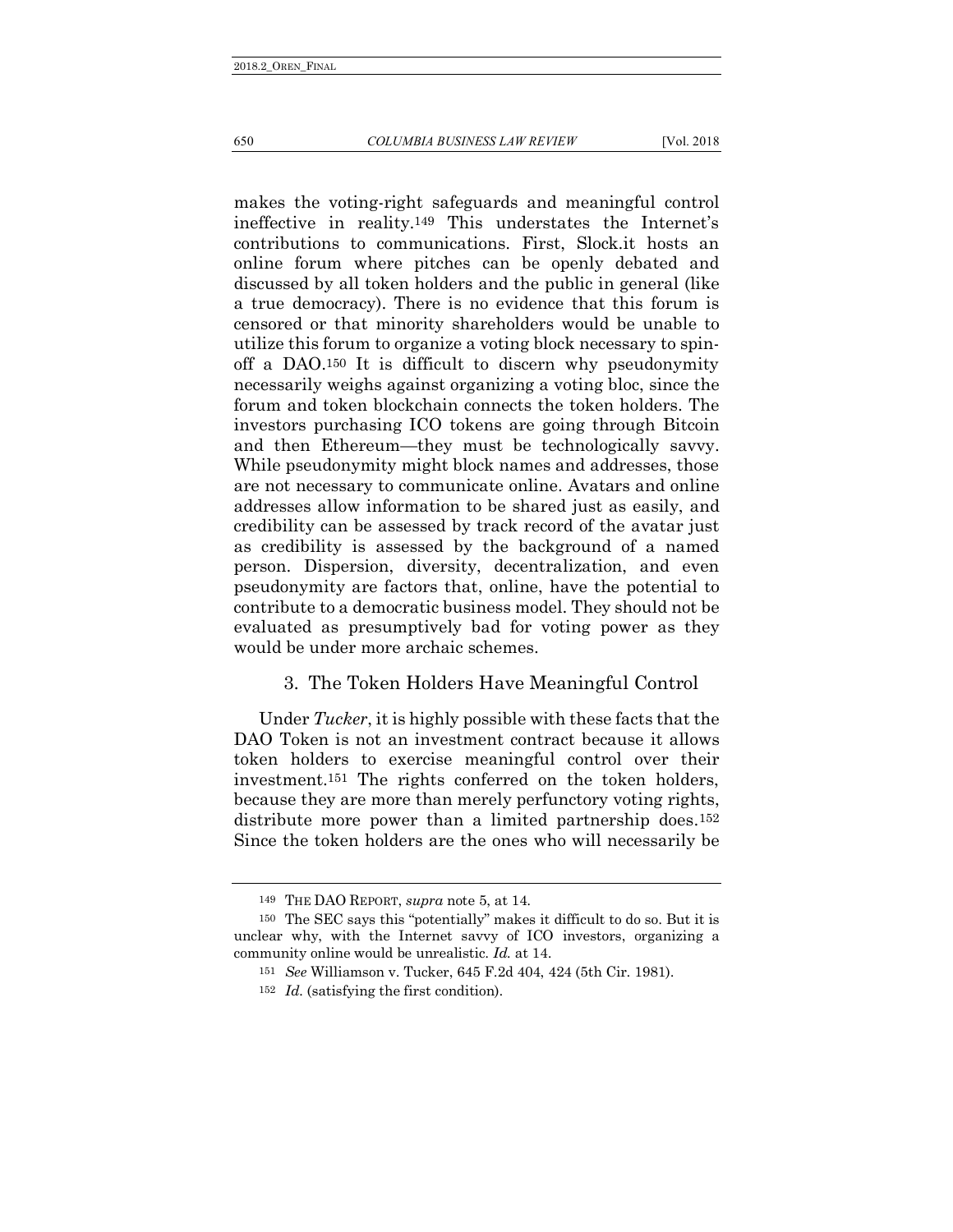makes the voting-right safeguards and meaningful control ineffective in reality.[149] This understates the Internet's contributions to communications. First, Slock.it hosts an online forum where pitches can be openly debated and discussed by all token holders and the public in general (like a true democracy). There is no evidence that this forum is censored or that minority shareholders would be unable to utilize this forum to organize a voting block necessary to spin-off a DAO.[150] It is difficult to discern why pseudonymity necessarily weighs against organizing a voting bloc, since the forum and token blockchain connects the token holders. The investors purchasing ICO tokens are going through Bitcoin and then Ethereum—they must be technologically savvy. While pseudonymity might block names and addresses, those are not necessary to communicate online. Avatars and online addresses allow information to be shared just as easily, and credibility can be assessed by track record of the avatar just as credibility is assessed by the background of a named person. Dispersion, diversity, decentralization, and even pseudonymity are factors that, online, have the potential to contribute to a democratic business model. They should not be evaluated as presumptively bad for voting power as they would be under more archaic schemes.

### 3. The Token Holders Have Meaningful Control

Under *Tucker*, it is highly possible with these facts that the DAO Token is not an investment contract because it allows token holders to exercise meaningful control over their investment.[151] The rights conferred on the token holders, because they are more than merely perfunctory voting rights, distribute more power than a limited partnership does.[152] Since the token holders are the ones who will necessarily be

---

[149] THE DAO REPORT, *supra* note 5, at 14.

[150] The SEC says this "potentially" makes it difficult to do so. But it is unclear why, with the Internet savvy of ICO investors, organizing a community online would be unrealistic. *Id.* at 14.

[151] *See* Williamson v. Tucker, 645 F.2d 404, 424 (5th Cir. 1981).

[152] *Id.* (satisfying the first condition).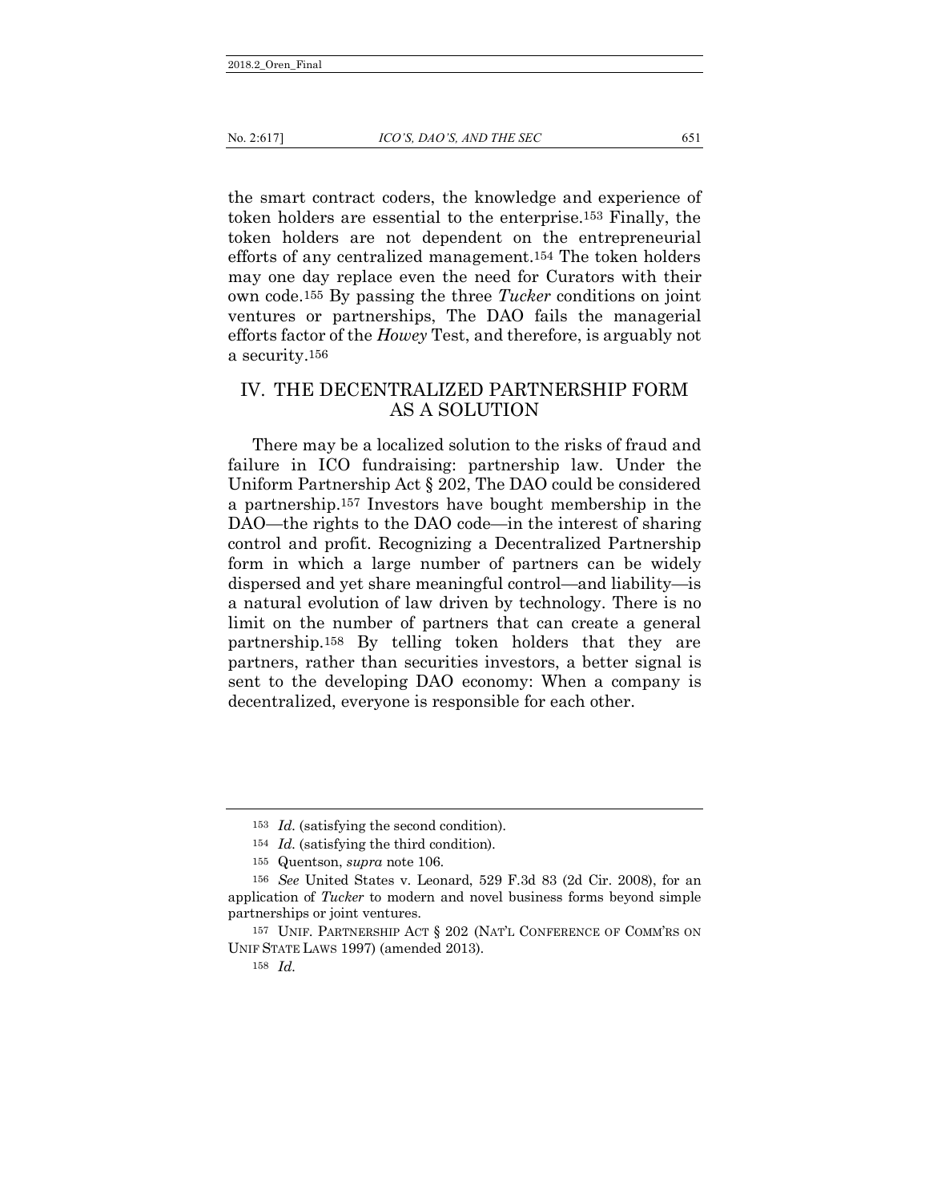the smart contract coders, the knowledge and experience of token holders are essential to the enterprise.[153] Finally, the token holders are not dependent on the entrepreneurial efforts of any centralized management.[154] The token holders may one day replace even the need for Curators with their own code.[155] By passing the three *Tucker* conditions on joint ventures or partnerships, The DAO fails the managerial efforts factor of the *Howey* Test, and therefore, is arguably not a security.[156]

## IV. THE DECENTRALIZED PARTNERSHIP FORM AS A SOLUTION

There may be a localized solution to the risks of fraud and failure in ICO fundraising: partnership law. Under the Uniform Partnership Act § 202, The DAO could be considered a partnership.[157] Investors have bought membership in the DAO—the rights to the DAO code—in the interest of sharing control and profit. Recognizing a Decentralized Partnership form in which a large number of partners can be widely dispersed and yet share meaningful control—and liability—is a natural evolution of law driven by technology. There is no limit on the number of partners that can create a general partnership.[158] By telling token holders that they are partners, rather than securities investors, a better signal is sent to the developing DAO economy: When a company is decentralized, everyone is responsible for each other.

---

[153] *Id.* (satisfying the second condition).

[154] *Id.* (satisfying the third condition).

[155] Quentson, *supra* note 106.

[156] *See* United States v. Leonard, 529 F.3d 83 (2d Cir. 2008), for an application of *Tucker* to modern and novel business forms beyond simple partnerships or joint ventures.

[157] UNIF. PARTNERSHIP ACT § 202 (NAT'L CONFERENCE OF COMM'RS ON UNIF STATE LAWS 1997) (amended 2013).

[158] *Id.*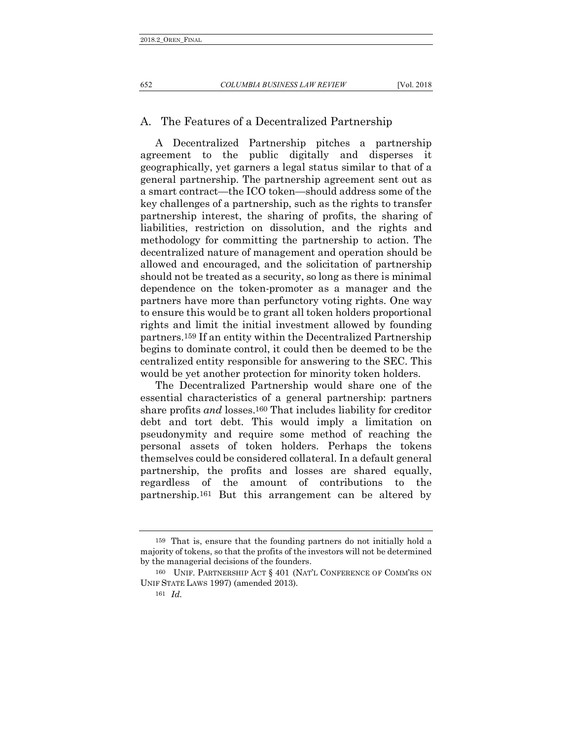## A. The Features of a Decentralized Partnership

A Decentralized Partnership pitches a partnership agreement to the public digitally and disperses it geographically, yet garners a legal status similar to that of a general partnership. The partnership agreement sent out as a smart contract—the ICO token—should address some of the key challenges of a partnership, such as the rights to transfer partnership interest, the sharing of profits, the sharing of liabilities, restriction on dissolution, and the rights and methodology for committing the partnership to action. The decentralized nature of management and operation should be allowed and encouraged, and the solicitation of partnership should not be treated as a security, so long as there is minimal dependence on the token-promoter as a manager and the partners have more than perfunctory voting rights. One way to ensure this would be to grant all token holders proportional rights and limit the initial investment allowed by founding partners.[159] If an entity within the Decentralized Partnership begins to dominate control, it could then be deemed to be the centralized entity responsible for answering to the SEC. This would be yet another protection for minority token holders.

The Decentralized Partnership would share one of the essential characteristics of a general partnership: partners share profits *and* losses.[160] That includes liability for creditor debt and tort debt. This would imply a limitation on pseudonymity and require some method of reaching the personal assets of token holders. Perhaps the tokens themselves could be considered collateral. In a default general partnership, the profits and losses are shared equally, regardless of the amount of contributions to the partnership.[161] But this arrangement can be altered by

---

159 That is, ensure that the founding partners do not initially hold a majority of tokens, so that the profits of the investors will not be determined by the managerial decisions of the founders.

160 UNIF. PARTNERSHIP ACT § 401 (NAT'L CONFERENCE OF COMM'RS ON UNIF STATE LAWS 1997) (amended 2013).

161 *Id.*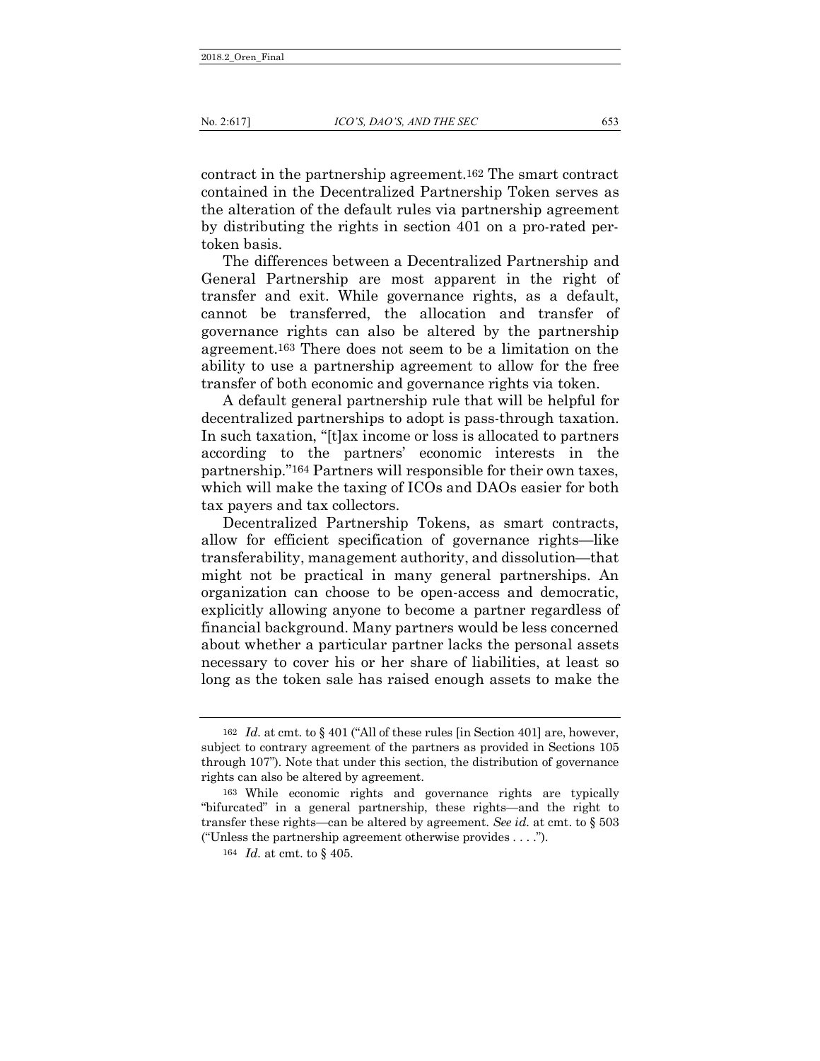contract in the partnership agreement.[162] The smart contract contained in the Decentralized Partnership Token serves as the alteration of the default rules via partnership agreement by distributing the rights in section 401 on a pro-rated per-token basis.

The differences between a Decentralized Partnership and General Partnership are most apparent in the right of transfer and exit. While governance rights, as a default, cannot be transferred, the allocation and transfer of governance rights can also be altered by the partnership agreement.[163] There does not seem to be a limitation on the ability to use a partnership agreement to allow for the free transfer of both economic and governance rights via token.

A default general partnership rule that will be helpful for decentralized partnerships to adopt is pass-through taxation. In such taxation, "[t]ax income or loss is allocated to partners according to the partners' economic interests in the partnership."[164] Partners will responsible for their own taxes, which will make the taxing of ICOs and DAOs easier for both tax payers and tax collectors.

Decentralized Partnership Tokens, as smart contracts, allow for efficient specification of governance rights—like transferability, management authority, and dissolution—that might not be practical in many general partnerships. An organization can choose to be open-access and democratic, explicitly allowing anyone to become a partner regardless of financial background. Many partners would be less concerned about whether a particular partner lacks the personal assets necessary to cover his or her share of liabilities, at least so long as the token sale has raised enough assets to make the

---

162 *Id.* at cmt. to § 401 ("All of these rules [in Section 401] are, however, subject to contrary agreement of the partners as provided in Sections 105 through 107"). Note that under this section, the distribution of governance rights can also be altered by agreement.

163 While economic rights and governance rights are typically "bifurcated" in a general partnership, these rights—and the right to transfer these rights—can be altered by agreement. *See id.* at cmt. to § 503 ("Unless the partnership agreement otherwise provides . . . .").

164 *Id.* at cmt. to § 405.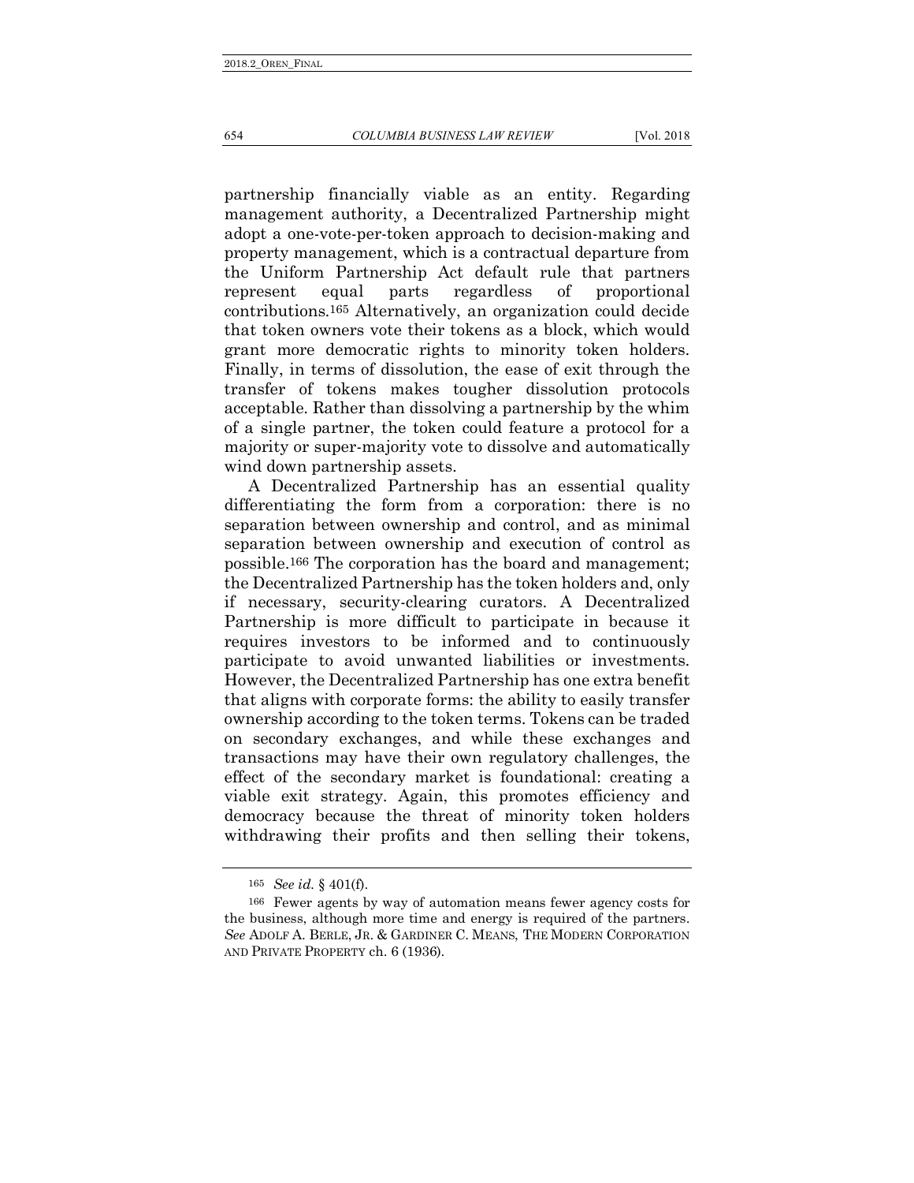partnership financially viable as an entity. Regarding management authority, a Decentralized Partnership might adopt a one-vote-per-token approach to decision-making and property management, which is a contractual departure from the Uniform Partnership Act default rule that partners represent equal parts regardless of proportional contributions.[165] Alternatively, an organization could decide that token owners vote their tokens as a block, which would grant more democratic rights to minority token holders. Finally, in terms of dissolution, the ease of exit through the transfer of tokens makes tougher dissolution protocols acceptable. Rather than dissolving a partnership by the whim of a single partner, the token could feature a protocol for a majority or super-majority vote to dissolve and automatically wind down partnership assets.

A Decentralized Partnership has an essential quality differentiating the form from a corporation: there is no separation between ownership and control, and as minimal separation between ownership and execution of control as possible.[166] The corporation has the board and management; the Decentralized Partnership has the token holders and, only if necessary, security-clearing curators. A Decentralized Partnership is more difficult to participate in because it requires investors to be informed and to continuously participate to avoid unwanted liabilities or investments. However, the Decentralized Partnership has one extra benefit that aligns with corporate forms: the ability to easily transfer ownership according to the token terms. Tokens can be traded on secondary exchanges, and while these exchanges and transactions may have their own regulatory challenges, the effect of the secondary market is foundational: creating a viable exit strategy. Again, this promotes efficiency and democracy because the threat of minority token holders withdrawing their profits and then selling their tokens,

---

[165] *See id.* § 401(f).

[166] Fewer agents by way of automation means fewer agency costs for the business, although more time and energy is required of the partners. *See* ADOLF A. BERLE, JR. & GARDINER C. MEANS, THE MODERN CORPORATION AND PRIVATE PROPERTY ch. 6 (1936).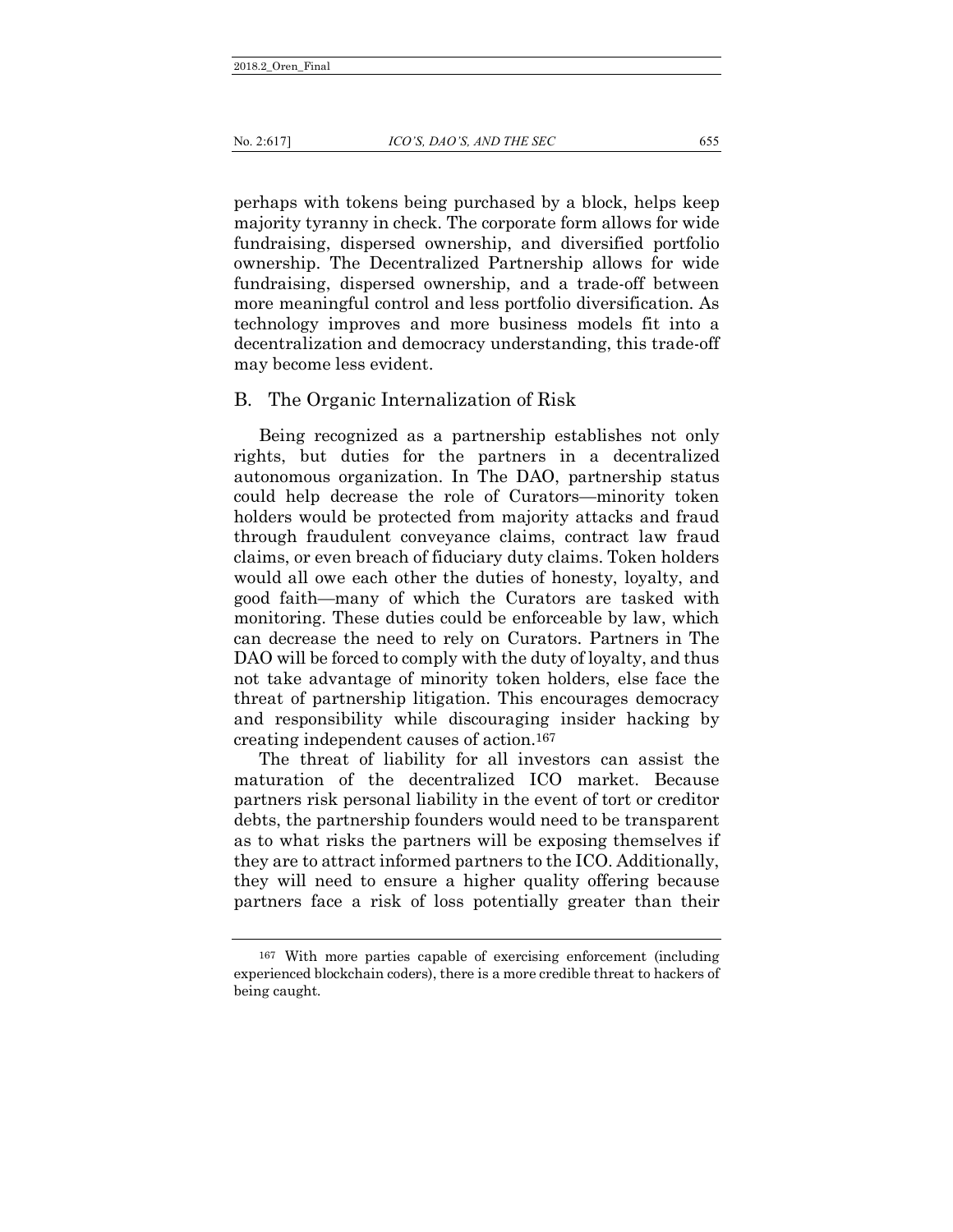perhaps with tokens being purchased by a block, helps keep majority tyranny in check. The corporate form allows for wide fundraising, dispersed ownership, and diversified portfolio ownership. The Decentralized Partnership allows for wide fundraising, dispersed ownership, and a trade-off between more meaningful control and less portfolio diversification. As technology improves and more business models fit into a decentralization and democracy understanding, this trade-off may become less evident.

## B. The Organic Internalization of Risk

Being recognized as a partnership establishes not only rights, but duties for the partners in a decentralized autonomous organization. In The DAO, partnership status could help decrease the role of Curators—minority token holders would be protected from majority attacks and fraud through fraudulent conveyance claims, contract law fraud claims, or even breach of fiduciary duty claims. Token holders would all owe each other the duties of honesty, loyalty, and good faith—many of which the Curators are tasked with monitoring. These duties could be enforceable by law, which can decrease the need to rely on Curators. Partners in The DAO will be forced to comply with the duty of loyalty, and thus not take advantage of minority token holders, else face the threat of partnership litigation. This encourages democracy and responsibility while discouraging insider hacking by creating independent causes of action.[167]

The threat of liability for all investors can assist the maturation of the decentralized ICO market. Because partners risk personal liability in the event of tort or creditor debts, the partnership founders would need to be transparent as to what risks the partners will be exposing themselves if they are to attract informed partners to the ICO. Additionally, they will need to ensure a higher quality offering because partners face a risk of loss potentially greater than their

---

[167] With more parties capable of exercising enforcement (including experienced blockchain coders), there is a more credible threat to hackers of being caught.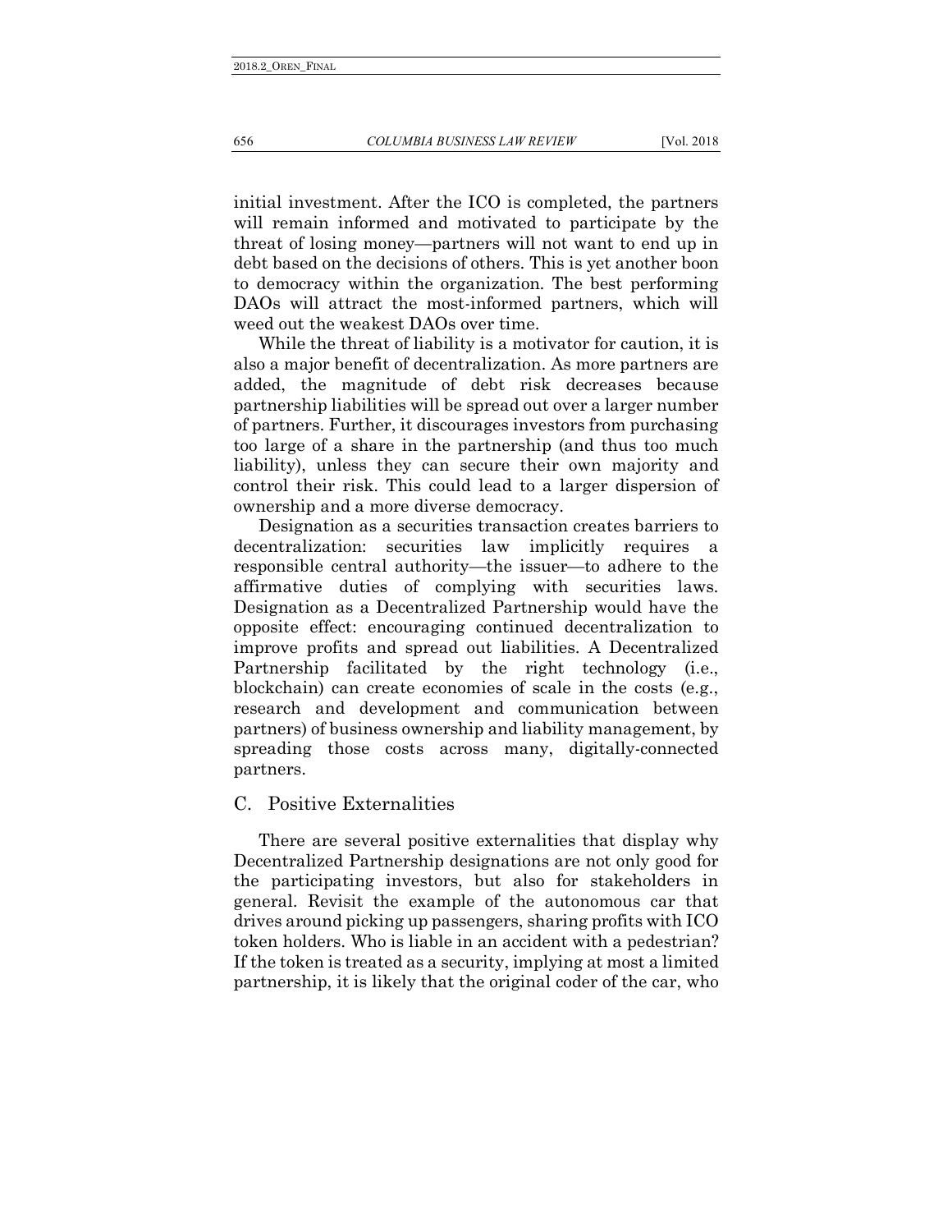initial investment. After the ICO is completed, the partners will remain informed and motivated to participate by the threat of losing money—partners will not want to end up in debt based on the decisions of others. This is yet another boon to democracy within the organization. The best performing DAOs will attract the most-informed partners, which will weed out the weakest DAOs over time.

While the threat of liability is a motivator for caution, it is also a major benefit of decentralization. As more partners are added, the magnitude of debt risk decreases because partnership liabilities will be spread out over a larger number of partners. Further, it discourages investors from purchasing too large of a share in the partnership (and thus too much liability), unless they can secure their own majority and control their risk. This could lead to a larger dispersion of ownership and a more diverse democracy.

Designation as a securities transaction creates barriers to decentralization: securities law implicitly requires a responsible central authority—the issuer—to adhere to the affirmative duties of complying with securities laws. Designation as a Decentralized Partnership would have the opposite effect: encouraging continued decentralization to improve profits and spread out liabilities. A Decentralized Partnership facilitated by the right technology (i.e., blockchain) can create economies of scale in the costs (e.g., research and development and communication between partners) of business ownership and liability management, by spreading those costs across many, digitally-connected partners.

## C. Positive Externalities

There are several positive externalities that display why Decentralized Partnership designations are not only good for the participating investors, but also for stakeholders in general. Revisit the example of the autonomous car that drives around picking up passengers, sharing profits with ICO token holders. Who is liable in an accident with a pedestrian? If the token is treated as a security, implying at most a limited partnership, it is likely that the original coder of the car, who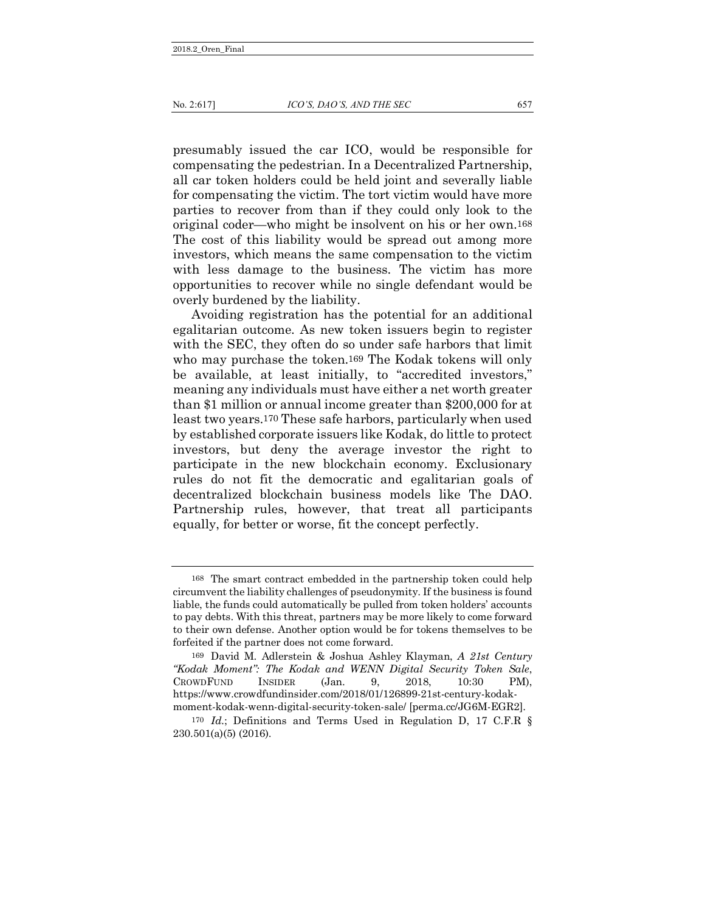presumably issued the car ICO, would be responsible for compensating the pedestrian. In a Decentralized Partnership, all car token holders could be held joint and severally liable for compensating the victim. The tort victim would have more parties to recover from than if they could only look to the original coder—who might be insolvent on his or her own.[168] The cost of this liability would be spread out among more investors, which means the same compensation to the victim with less damage to the business. The victim has more opportunities to recover while no single defendant would be overly burdened by the liability.

Avoiding registration has the potential for an additional egalitarian outcome. As new token issuers begin to register with the SEC, they often do so under safe harbors that limit who may purchase the token.[169] The Kodak tokens will only be available, at least initially, to "accredited investors," meaning any individuals must have either a net worth greater than $1 million or annual income greater than $200,000 for at least two years.[170] These safe harbors, particularly when used by established corporate issuers like Kodak, do little to protect investors, but deny the average investor the right to participate in the new blockchain economy. Exclusionary rules do not fit the democratic and egalitarian goals of decentralized blockchain business models like The DAO. Partnership rules, however, that treat all participants equally, for better or worse, fit the concept perfectly.

---

168 The smart contract embedded in the partnership token could help circumvent the liability challenges of pseudonymity. If the business is found liable, the funds could automatically be pulled from token holders' accounts to pay debts. With this threat, partners may be more likely to come forward to their own defense. Another option would be for tokens themselves to be forfeited if the partner does not come forward.

169 David M. Adlerstein & Joshua Ashley Klayman, *A 21st Century "Kodak Moment": The Kodak and WENN Digital Security Token Sale*, CROWDFUND INSIDER (Jan. 9, 2018, 10:30 PM), https://www.crowdfundinsider.com/2018/01/126899-21st-century-kodak-moment-kodak-wenn-digital-security-token-sale/ [perma.cc/JG6M-EGR2].

170 *Id.*; Definitions and Terms Used in Regulation D, 17 C.F.R § 230.501(a)(5) (2016).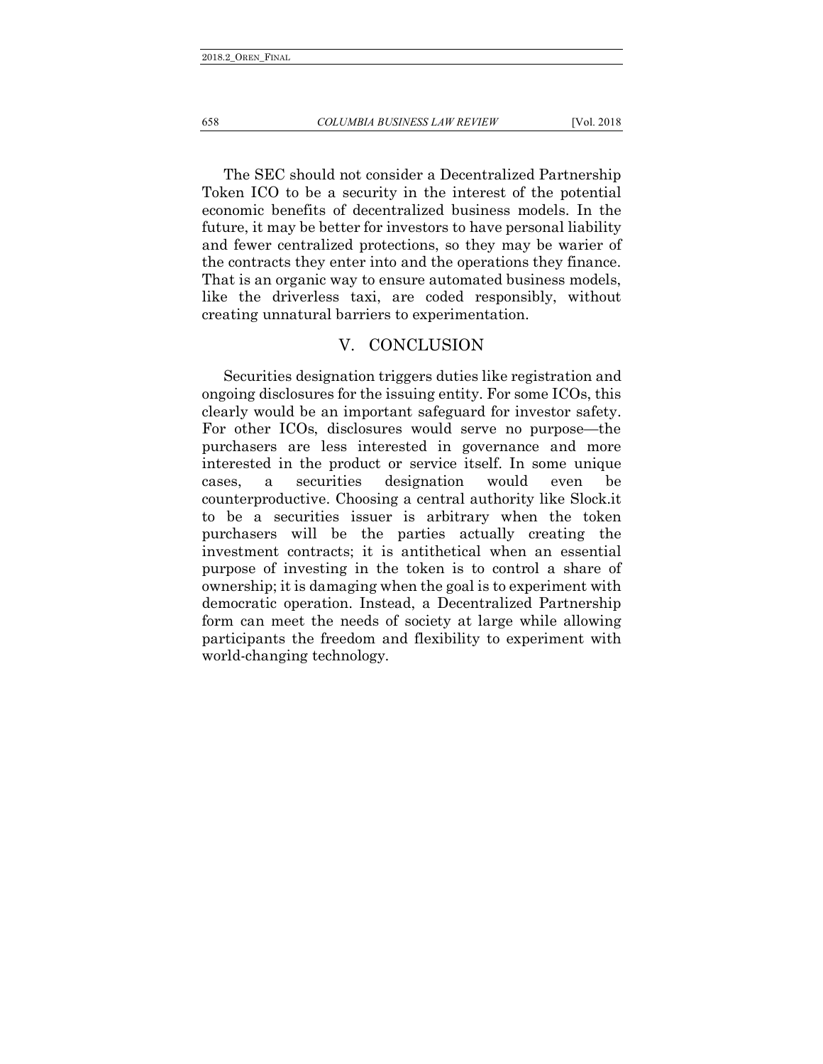The SEC should not consider a Decentralized Partnership Token ICO to be a security in the interest of the potential economic benefits of decentralized business models. In the future, it may be better for investors to have personal liability and fewer centralized protections, so they may be warier of the contracts they enter into and the operations they finance. That is an organic way to ensure automated business models, like the driverless taxi, are coded responsibly, without creating unnatural barriers to experimentation.

## V. CONCLUSION

Securities designation triggers duties like registration and ongoing disclosures for the issuing entity. For some ICOs, this clearly would be an important safeguard for investor safety. For other ICOs, disclosures would serve no purpose—the purchasers are less interested in governance and more interested in the product or service itself. In some unique cases, a securities designation would even be counterproductive. Choosing a central authority like Slock.it to be a securities issuer is arbitrary when the token purchasers will be the parties actually creating the investment contracts; it is antithetical when an essential purpose of investing in the token is to control a share of ownership; it is damaging when the goal is to experiment with democratic operation. Instead, a Decentralized Partnership form can meet the needs of society at large while allowing participants the freedom and flexibility to experiment with world-changing technology.